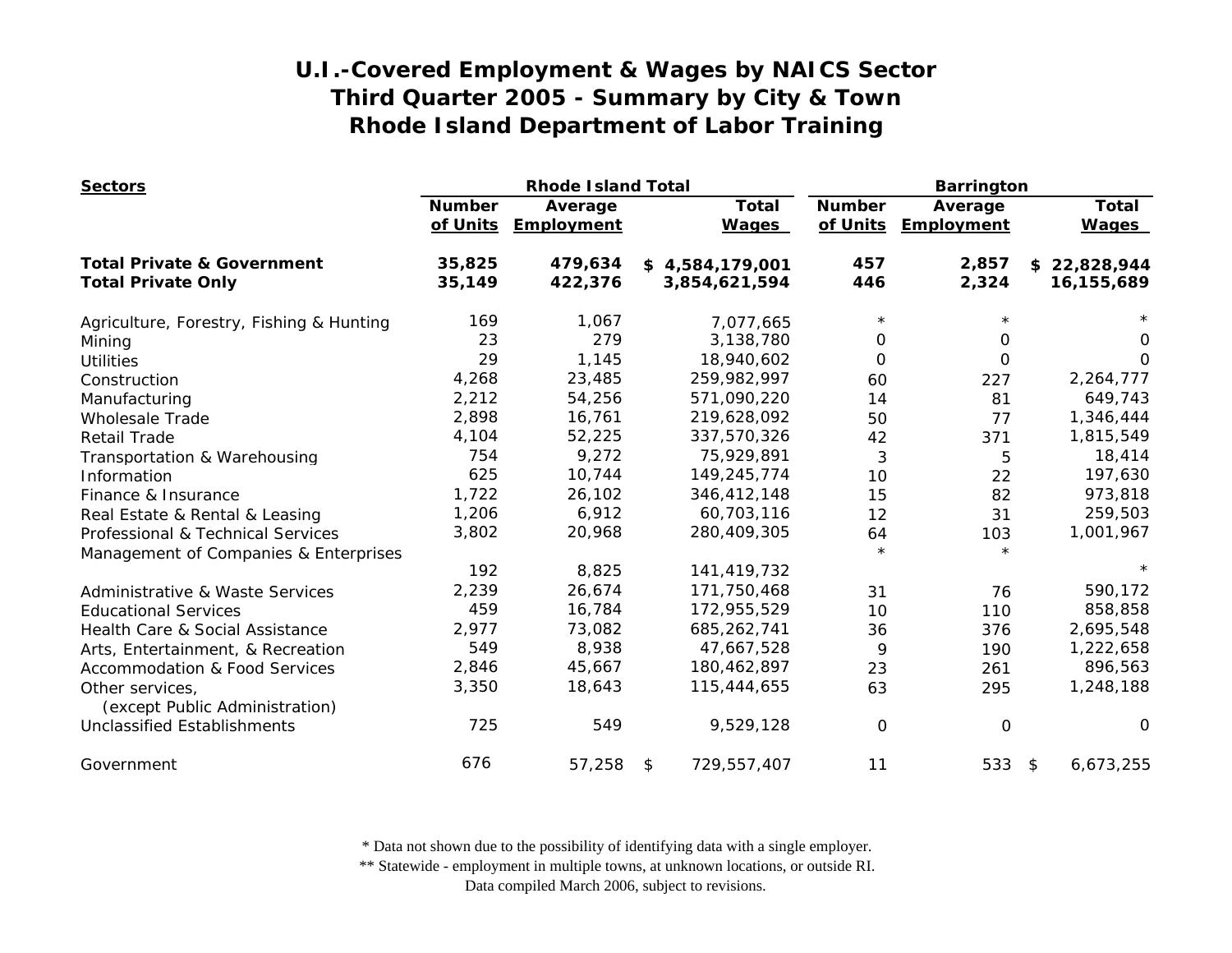# U.I.-Covered Employment & Wages by NAICS Sector
## Third Quarter 2005 - Summary by City & Town
## Rhode Island Department of Labor Training

| Sectors | Rhode Island Total | | | Barrington | | |
|---|---|---|---|---|---|---|
| | Number of Units | Average Employment | Total Wages | Number of Units | Average Employment | Total Wages |
| **Total Private & Government** | **35,825** | **479,634** | **$ 4,584,179,001** | **457** | **2,857** | **$ 22,828,944** |
| **Total Private Only** | **35,149** | **422,376** | **3,854,621,594** | **446** | **2,324** | **16,155,689** |
| Agriculture, Forestry, Fishing & Hunting | 169 | 1,067 | 7,077,665 | * | * | * |
| Mining | 23 | 279 | 3,138,780 | 0 | 0 | 0 |
| Utilities | 29 | 1,145 | 18,940,602 | 0 | 0 | 0 |
| Construction | 4,268 | 23,485 | 259,982,997 | 60 | 227 | 2,264,777 |
| Manufacturing | 2,212 | 54,256 | 571,090,220 | 14 | 81 | 649,743 |
| Wholesale Trade | 2,898 | 16,761 | 219,628,092 | 50 | 77 | 1,346,444 |
| Retail Trade | 4,104 | 52,225 | 337,570,326 | 42 | 371 | 1,815,549 |
| Transportation & Warehousing | 754 | 9,272 | 75,929,891 | 3 | 5 | 18,414 |
| Information | 625 | 10,744 | 149,245,774 | 10 | 22 | 197,630 |
| Finance & Insurance | 1,722 | 26,102 | 346,412,148 | 15 | 82 | 973,818 |
| Real Estate & Rental & Leasing | 1,206 | 6,912 | 60,703,116 | 12 | 31 | 259,503 |
| Professional & Technical Services | 3,802 | 20,968 | 280,409,305 | 64 | 103 | 1,001,967 |
| Management of Companies & Enterprises | 192 | 8,825 | 141,419,732 | * | * | * |
| Administrative & Waste Services | 2,239 | 26,674 | 171,750,468 | 31 | 76 | 590,172 |
| Educational Services | 459 | 16,784 | 172,955,529 | 10 | 110 | 858,858 |
| Health Care & Social Assistance | 2,977 | 73,082 | 685,262,741 | 36 | 376 | 2,695,548 |
| Arts, Entertainment, & Recreation | 549 | 8,938 | 47,667,528 | 9 | 190 | 1,222,658 |
| Accommodation & Food Services | 2,846 | 45,667 | 180,462,897 | 23 | 261 | 896,563 |
| Other services, (except Public Administration) | 3,350 | 18,643 | 115,444,655 | 63 | 295 | 1,248,188 |
| Unclassified Establishments | 725 | 549 | 9,529,128 | 0 | 0 | 0 |
| Government | 676 | 57,258 | $ 729,557,407 | 11 | 533 | $ 6,673,255 |

* Data not shown due to the possibility of identifying data with a single employer.
** Statewide - employment in multiple towns, at unknown locations, or outside RI.
Data compiled March 2006, subject to revisions.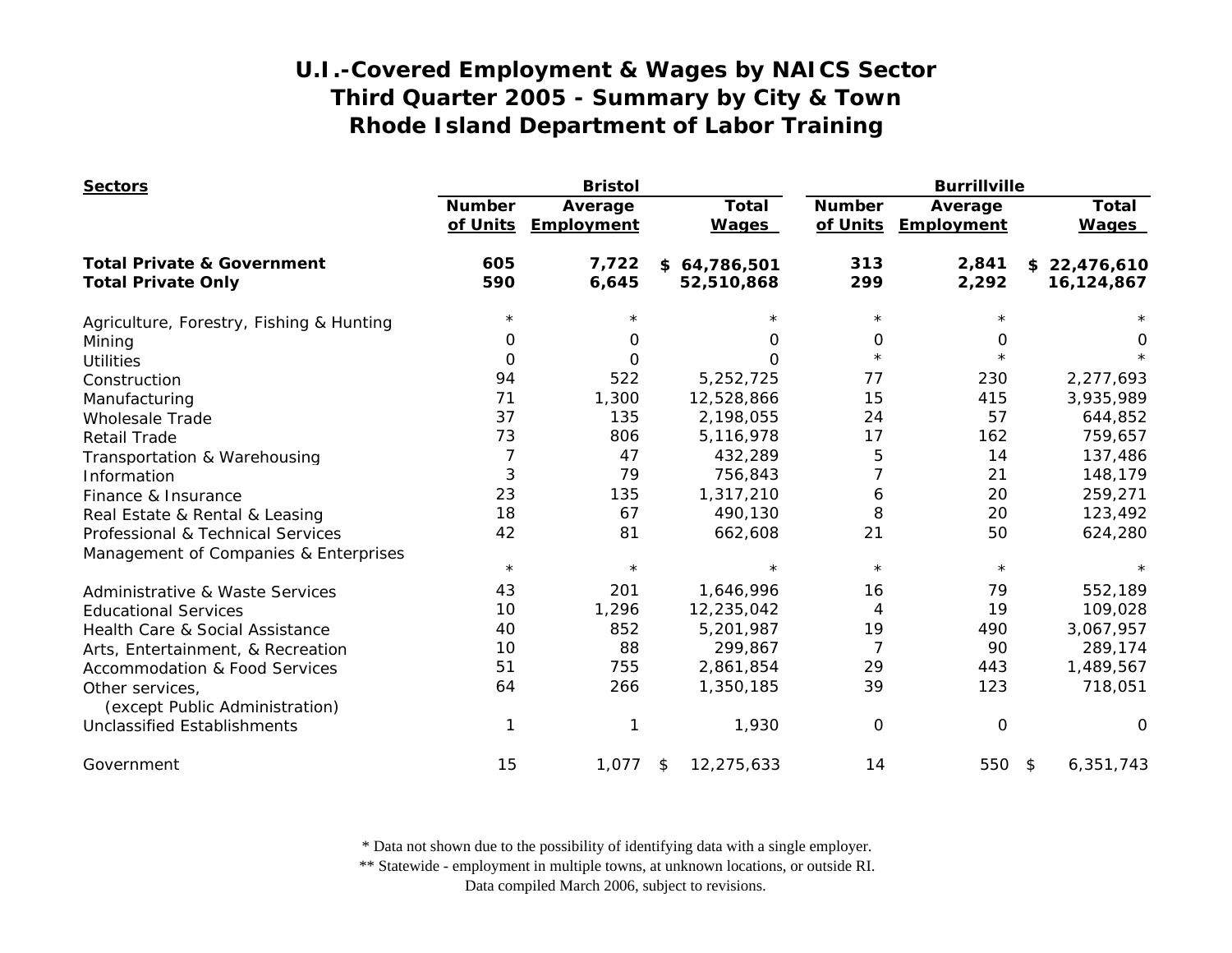# U.I.-Covered Employment & Wages by NAICS Sector
# Third Quarter 2005 - Summary by City & Town
# Rhode Island Department of Labor Training

| Sectors | Bristol | | | Burrillville | | |
|---|---|---|---|---|---|---|
| | Number of Units | Average Employment | Total Wages | Number of Units | Average Employment | Total Wages |
| **Total Private & Government** | **605** | **7,722** | **$ 64,786,501** | **313** | **2,841** | **$ 22,476,610** |
| **Total Private Only** | **590** | **6,645** | **52,510,868** | **299** | **2,292** | **16,124,867** |
| Agriculture, Forestry, Fishing & Hunting | * | * | * | * | * | * |
| Mining | 0 | 0 | 0 | 0 | 0 | 0 |
| Utilities | 0 | 0 | 0 | * | * | * |
| Construction | 94 | 522 | 5,252,725 | 77 | 230 | 2,277,693 |
| Manufacturing | 71 | 1,300 | 12,528,866 | 15 | 415 | 3,935,989 |
| Wholesale Trade | 37 | 135 | 2,198,055 | 24 | 57 | 644,852 |
| Retail Trade | 73 | 806 | 5,116,978 | 17 | 162 | 759,657 |
| Transportation & Warehousing | 7 | 47 | 432,289 | 5 | 14 | 137,486 |
| Information | 3 | 79 | 756,843 | 7 | 21 | 148,179 |
| Finance & Insurance | 23 | 135 | 1,317,210 | 6 | 20 | 259,271 |
| Real Estate & Rental & Leasing | 18 | 67 | 490,130 | 8 | 20 | 123,492 |
| Professional & Technical Services | 42 | 81 | 662,608 | 21 | 50 | 624,280 |
| Management of Companies & Enterprises | * | * | * | * | * | * |
| Administrative & Waste Services | 43 | 201 | 1,646,996 | 16 | 79 | 552,189 |
| Educational Services | 10 | 1,296 | 12,235,042 | 4 | 19 | 109,028 |
| Health Care & Social Assistance | 40 | 852 | 5,201,987 | 19 | 490 | 3,067,957 |
| Arts, Entertainment, & Recreation | 10 | 88 | 299,867 | 7 | 90 | 289,174 |
| Accommodation & Food Services | 51 | 755 | 2,861,854 | 29 | 443 | 1,489,567 |
| Other services, (except Public Administration) | 64 | 266 | 1,350,185 | 39 | 123 | 718,051 |
| Unclassified Establishments | 1 | 1 | 1,930 | 0 | 0 | 0 |
| Government | 15 | 1,077 | $ 12,275,633 | 14 | 550 | $ 6,351,743 |

\* Data not shown due to the possibility of identifying data with a single employer.
\*\* Statewide - employment in multiple towns, at unknown locations, or outside RI.
Data compiled March 2006, subject to revisions.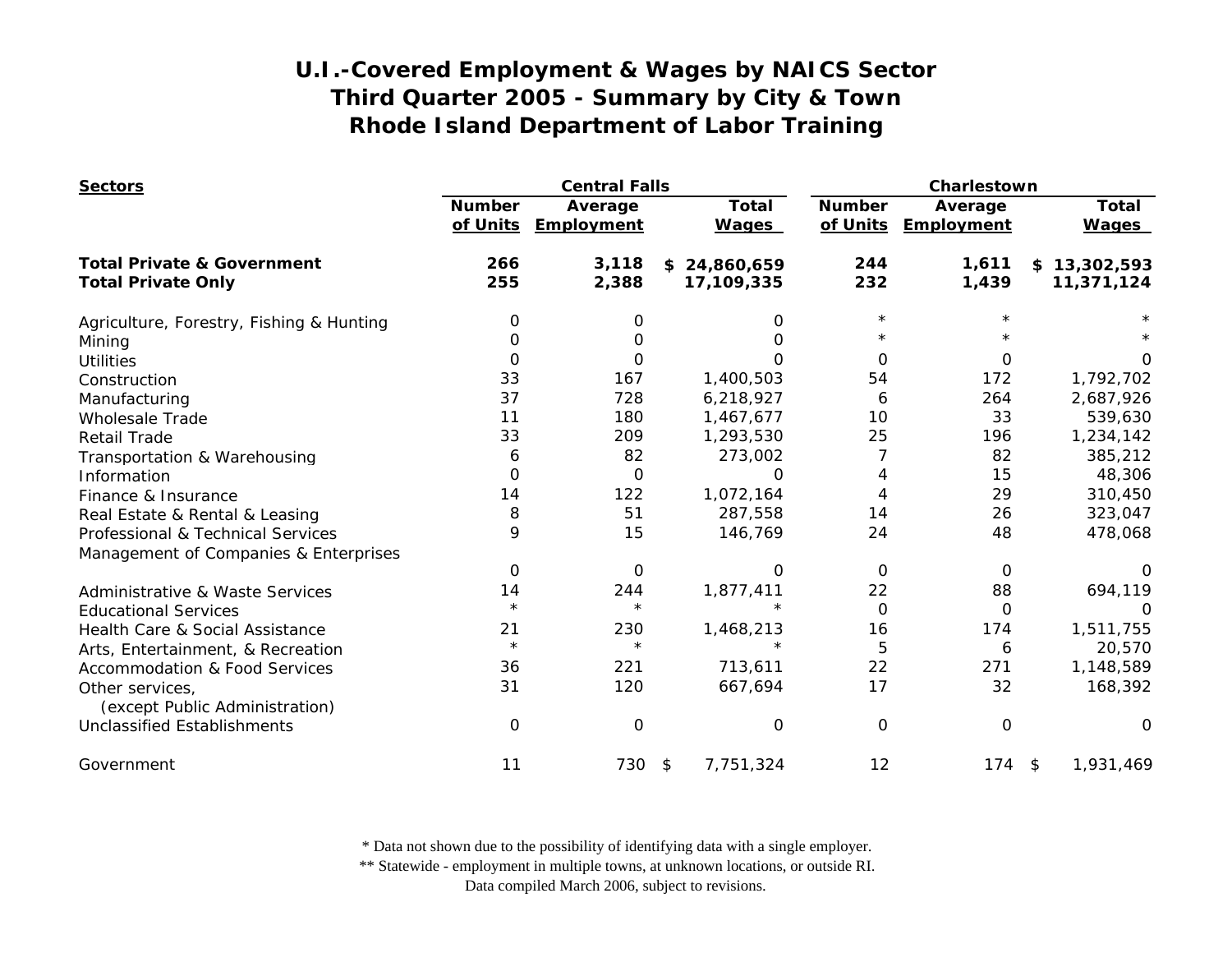# U.I.-Covered Employment & Wages by NAICS Sector
## Third Quarter 2005 - Summary by City & Town
## Rhode Island Department of Labor Training

| Sectors | Central Falls | | | Charlestown | | |
|---|---|---|---|---|---|---|
| | Number of Units | Average Employment | Total Wages | Number of Units | Average Employment | Total Wages |
| **Total Private & Government** | **266** | **3,118** | **$ 24,860,659** | **244** | **1,611** | **$ 13,302,593** |
| **Total Private Only** | **255** | **2,388** | **17,109,335** | **232** | **1,439** | **11,371,124** |
| Agriculture, Forestry, Fishing & Hunting | 0 | 0 | 0 | * | * | * |
| Mining | 0 | 0 | 0 | * | * | * |
| Utilities | 0 | 0 | 0 | 0 | 0 | 0 |
| Construction | 33 | 167 | 1,400,503 | 54 | 172 | 1,792,702 |
| Manufacturing | 37 | 728 | 6,218,927 | 6 | 264 | 2,687,926 |
| Wholesale Trade | 11 | 180 | 1,467,677 | 10 | 33 | 539,630 |
| Retail Trade | 33 | 209 | 1,293,530 | 25 | 196 | 1,234,142 |
| Transportation & Warehousing | 6 | 82 | 273,002 | 7 | 82 | 385,212 |
| Information | 0 | 0 | 0 | 4 | 15 | 48,306 |
| Finance & Insurance | 14 | 122 | 1,072,164 | 4 | 29 | 310,450 |
| Real Estate & Rental & Leasing | 8 | 51 | 287,558 | 14 | 26 | 323,047 |
| Professional & Technical Services | 9 | 15 | 146,769 | 24 | 48 | 478,068 |
| Management of Companies & Enterprises | 0 | 0 | 0 | 0 | 0 | 0 |
| Administrative & Waste Services | 14 | 244 | 1,877,411 | 22 | 88 | 694,119 |
| Educational Services | * | * | * | 0 | 0 | 0 |
| Health Care & Social Assistance | 21 | 230 | 1,468,213 | 16 | 174 | 1,511,755 |
| Arts, Entertainment, & Recreation | * | * | * | 5 | 6 | 20,570 |
| Accommodation & Food Services | 36 | 221 | 713,611 | 22 | 271 | 1,148,589 |
| Other services, (except Public Administration) | 31 | 120 | 667,694 | 17 | 32 | 168,392 |
| Unclassified Establishments | 0 | 0 | 0 | 0 | 0 | 0 |
| Government | 11 | 730 | $ 7,751,324 | 12 | 174 | $ 1,931,469 |

\* Data not shown due to the possibility of identifying data with a single employer.
\*\* Statewide - employment in multiple towns, at unknown locations, or outside RI.
Data compiled March 2006, subject to revisions.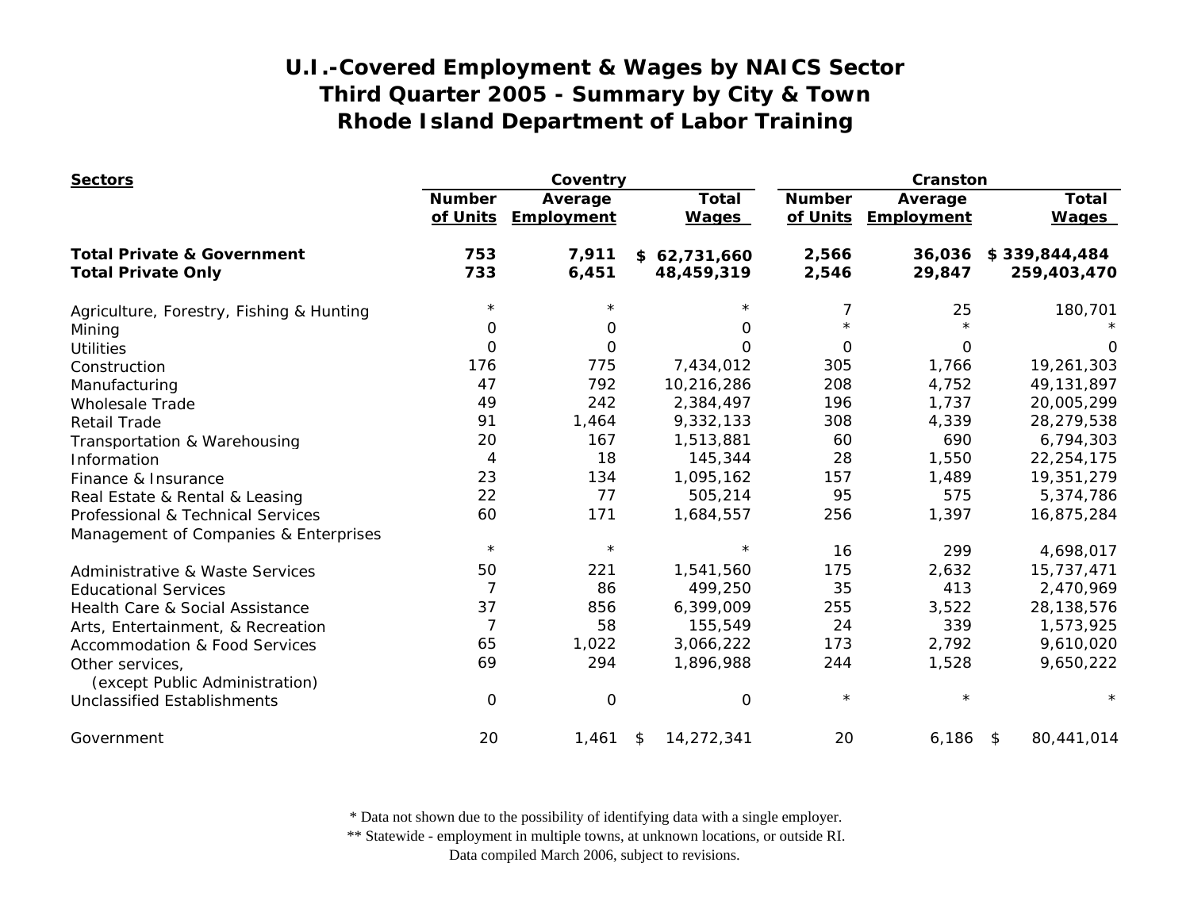# U.I.-Covered Employment & Wages by NAICS Sector
## Third Quarter 2005 - Summary by City & Town
## Rhode Island Department of Labor Training

| Sectors | Coventry | | | Cranston | | |
|---|---|---|---|---|---|---|
| | Number of Units | Average Employment | Total Wages | Number of Units | Average Employment | Total Wages |
| **Total Private & Government** | **753** | **7,911** | **$ 62,731,660** | **2,566** | **36,036** | **$ 339,844,484** |
| **Total Private Only** | **733** | **6,451** | **48,459,319** | **2,546** | **29,847** | **259,403,470** |
| Agriculture, Forestry, Fishing & Hunting | * | * | * | 7 | 25 | 180,701 |
| Mining | 0 | 0 | 0 | * | * | * |
| Utilities | 0 | 0 | 0 | 0 | 0 | 0 |
| Construction | 176 | 775 | 7,434,012 | 305 | 1,766 | 19,261,303 |
| Manufacturing | 47 | 792 | 10,216,286 | 208 | 4,752 | 49,131,897 |
| Wholesale Trade | 49 | 242 | 2,384,497 | 196 | 1,737 | 20,005,299 |
| Retail Trade | 91 | 1,464 | 9,332,133 | 308 | 4,339 | 28,279,538 |
| Transportation & Warehousing | 20 | 167 | 1,513,881 | 60 | 690 | 6,794,303 |
| Information | 4 | 18 | 145,344 | 28 | 1,550 | 22,254,175 |
| Finance & Insurance | 23 | 134 | 1,095,162 | 157 | 1,489 | 19,351,279 |
| Real Estate & Rental & Leasing | 22 | 77 | 505,214 | 95 | 575 | 5,374,786 |
| Professional & Technical Services | 60 | 171 | 1,684,557 | 256 | 1,397 | 16,875,284 |
| Management of Companies & Enterprises | * | * | * | 16 | 299 | 4,698,017 |
| Administrative & Waste Services | 50 | 221 | 1,541,560 | 175 | 2,632 | 15,737,471 |
| Educational Services | 7 | 86 | 499,250 | 35 | 413 | 2,470,969 |
| Health Care & Social Assistance | 37 | 856 | 6,399,009 | 255 | 3,522 | 28,138,576 |
| Arts, Entertainment, & Recreation | 7 | 58 | 155,549 | 24 | 339 | 1,573,925 |
| Accommodation & Food Services | 65 | 1,022 | 3,066,222 | 173 | 2,792 | 9,610,020 |
| Other services, (except Public Administration) | 69 | 294 | 1,896,988 | 244 | 1,528 | 9,650,222 |
| Unclassified Establishments | 0 | 0 | 0 | * | * | * |
| Government | 20 | 1,461 | $ 14,272,341 | 20 | 6,186 | $ 80,441,014 |

\* Data not shown due to the possibility of identifying data with a single employer.
\*\* Statewide - employment in multiple towns, at unknown locations, or outside RI.
Data compiled March 2006, subject to revisions.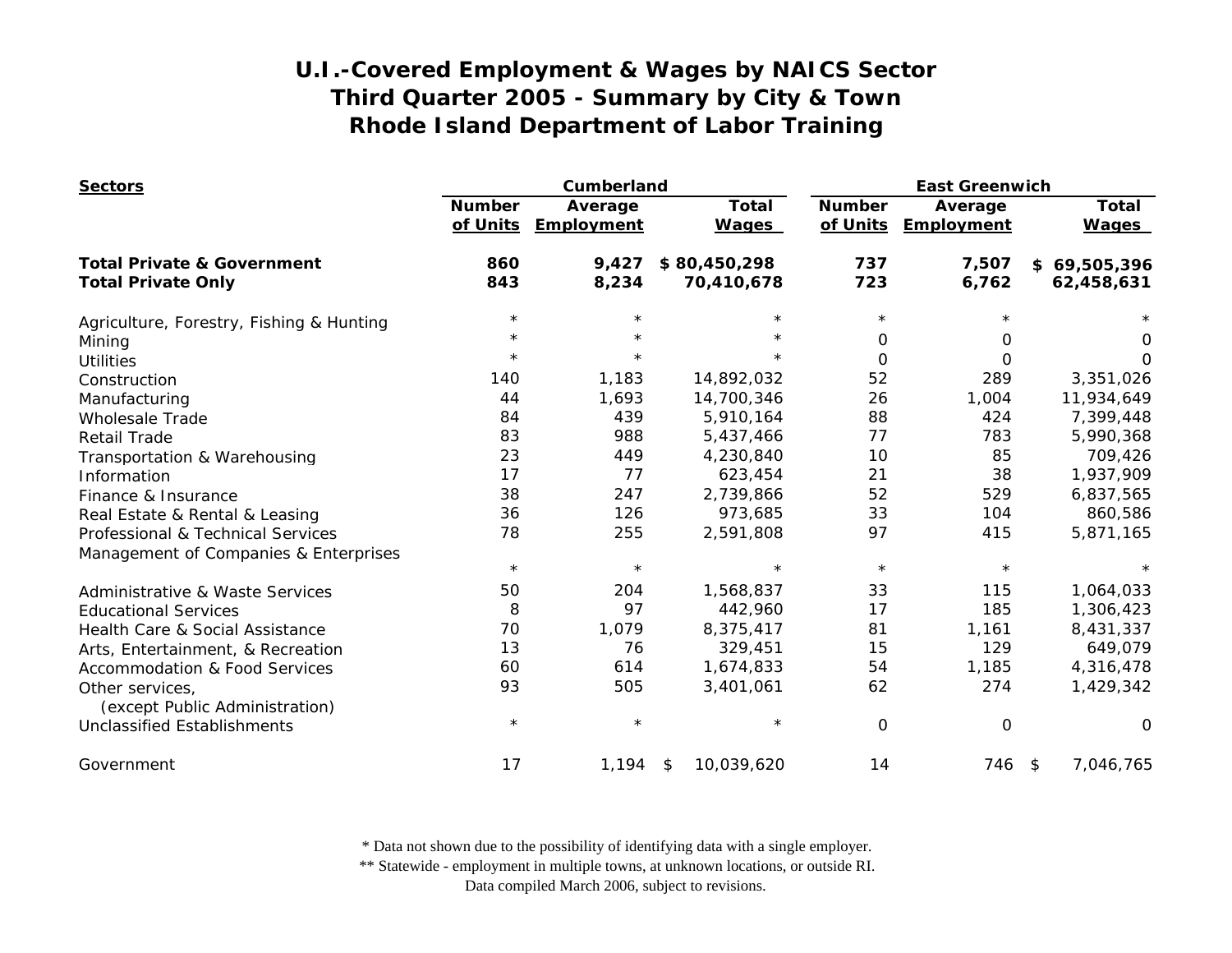# U.I.-Covered Employment & Wages by NAICS Sector
## Third Quarter 2005 - Summary by City & Town
## Rhode Island Department of Labor Training

| Sectors | Cumberland | | | East Greenwich | | |
|---|---|---|---|---|---|---|
| | Number of Units | Average Employment | Total Wages | Number of Units | Average Employment | Total Wages |
| **Total Private & Government** | **860** | **9,427** | **$ 80,450,298** | **737** | **7,507** | **$ 69,505,396** |
| **Total Private Only** | **843** | **8,234** | **70,410,678** | **723** | **6,762** | **62,458,631** |
| Agriculture, Forestry, Fishing & Hunting | * | * | * | * | * | * |
| Mining | * | * | * | 0 | 0 | 0 |
| Utilities | * | * | * | 0 | 0 | 0 |
| Construction | 140 | 1,183 | 14,892,032 | 52 | 289 | 3,351,026 |
| Manufacturing | 44 | 1,693 | 14,700,346 | 26 | 1,004 | 11,934,649 |
| Wholesale Trade | 84 | 439 | 5,910,164 | 88 | 424 | 7,399,448 |
| Retail Trade | 83 | 988 | 5,437,466 | 77 | 783 | 5,990,368 |
| Transportation & Warehousing | 23 | 449 | 4,230,840 | 10 | 85 | 709,426 |
| Information | 17 | 77 | 623,454 | 21 | 38 | 1,937,909 |
| Finance & Insurance | 38 | 247 | 2,739,866 | 52 | 529 | 6,837,565 |
| Real Estate & Rental & Leasing | 36 | 126 | 973,685 | 33 | 104 | 860,586 |
| Professional & Technical Services | 78 | 255 | 2,591,808 | 97 | 415 | 5,871,165 |
| Management of Companies & Enterprises | * | * | * | * | * | * |
| Administrative & Waste Services | 50 | 204 | 1,568,837 | 33 | 115 | 1,064,033 |
| Educational Services | 8 | 97 | 442,960 | 17 | 185 | 1,306,423 |
| Health Care & Social Assistance | 70 | 1,079 | 8,375,417 | 81 | 1,161 | 8,431,337 |
| Arts, Entertainment, & Recreation | 13 | 76 | 329,451 | 15 | 129 | 649,079 |
| Accommodation & Food Services | 60 | 614 | 1,674,833 | 54 | 1,185 | 4,316,478 |
| Other services, (except Public Administration) | 93 | 505 | 3,401,061 | 62 | 274 | 1,429,342 |
| Unclassified Establishments | * | * | * | 0 | 0 | 0 |
| Government | 17 | 1,194 | $ 10,039,620 | 14 | 746 | $ 7,046,765 |

\* Data not shown due to the possibility of identifying data with a single employer.
\*\* Statewide - employment in multiple towns, at unknown locations, or outside RI.
Data compiled March 2006, subject to revisions.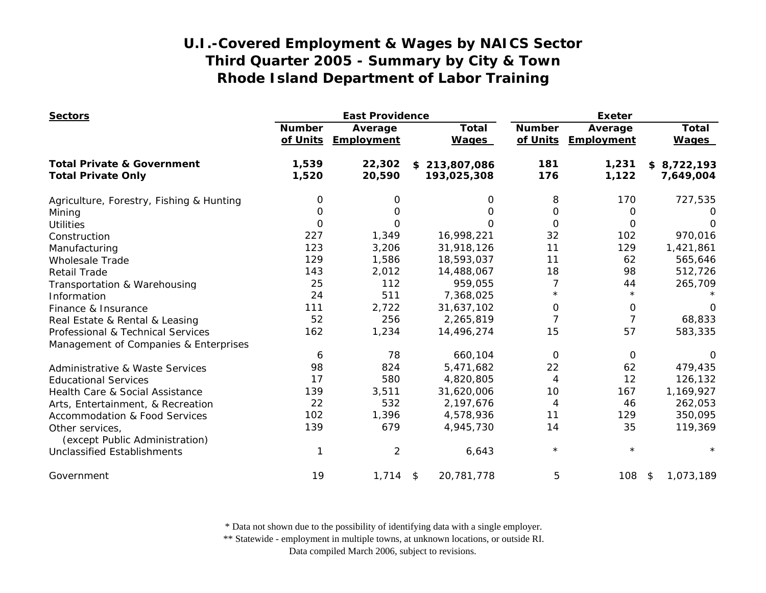# U.I.-Covered Employment & Wages by NAICS Sector
# Third Quarter 2005 - Summary by City & Town
# Rhode Island Department of Labor Training

| Sectors | East Providence | | | Exeter | | |
|---|---|---|---|---|---|---|
| | Number of Units | Average Employment | Total Wages | Number of Units | Average Employment | Total Wages |
| **Total Private & Government** | **1,539** | **22,302** | **$ 213,807,086** | **181** | **1,231** | **$ 8,722,193** |
| **Total Private Only** | **1,520** | **20,590** | **193,025,308** | **176** | **1,122** | **7,649,004** |
| Agriculture, Forestry, Fishing & Hunting | 0 | 0 | 0 | 8 | 170 | 727,535 |
| Mining | 0 | 0 | 0 | 0 | 0 | 0 |
| Utilities | 0 | 0 | 0 | 0 | 0 | 0 |
| Construction | 227 | 1,349 | 16,998,221 | 32 | 102 | 970,016 |
| Manufacturing | 123 | 3,206 | 31,918,126 | 11 | 129 | 1,421,861 |
| Wholesale Trade | 129 | 1,586 | 18,593,037 | 11 | 62 | 565,646 |
| Retail Trade | 143 | 2,012 | 14,488,067 | 18 | 98 | 512,726 |
| Transportation & Warehousing | 25 | 112 | 959,055 | 7 | 44 | 265,709 |
| Information | 24 | 511 | 7,368,025 | * | * | * |
| Finance & Insurance | 111 | 2,722 | 31,637,102 | 0 | 0 | 0 |
| Real Estate & Rental & Leasing | 52 | 256 | 2,265,819 | 7 | 7 | 68,833 |
| Professional & Technical Services | 162 | 1,234 | 14,496,274 | 15 | 57 | 583,335 |
| Management of Companies & Enterprises | 6 | 78 | 660,104 | 0 | 0 | 0 |
| Administrative & Waste Services | 98 | 824 | 5,471,682 | 22 | 62 | 479,435 |
| Educational Services | 17 | 580 | 4,820,805 | 4 | 12 | 126,132 |
| Health Care & Social Assistance | 139 | 3,511 | 31,620,006 | 10 | 167 | 1,169,927 |
| Arts, Entertainment, & Recreation | 22 | 532 | 2,197,676 | 4 | 46 | 262,053 |
| Accommodation & Food Services | 102 | 1,396 | 4,578,936 | 11 | 129 | 350,095 |
| Other services, (except Public Administration) | 139 | 679 | 4,945,730 | 14 | 35 | 119,369 |
| Unclassified Establishments | 1 | 2 | 6,643 | * | * | * |
| Government | 19 | 1,714 | $ 20,781,778 | 5 | 108 | $ 1,073,189 |

\* Data not shown due to the possibility of identifying data with a single employer.
\*\* Statewide - employment in multiple towns, at unknown locations, or outside RI.
Data compiled March 2006, subject to revisions.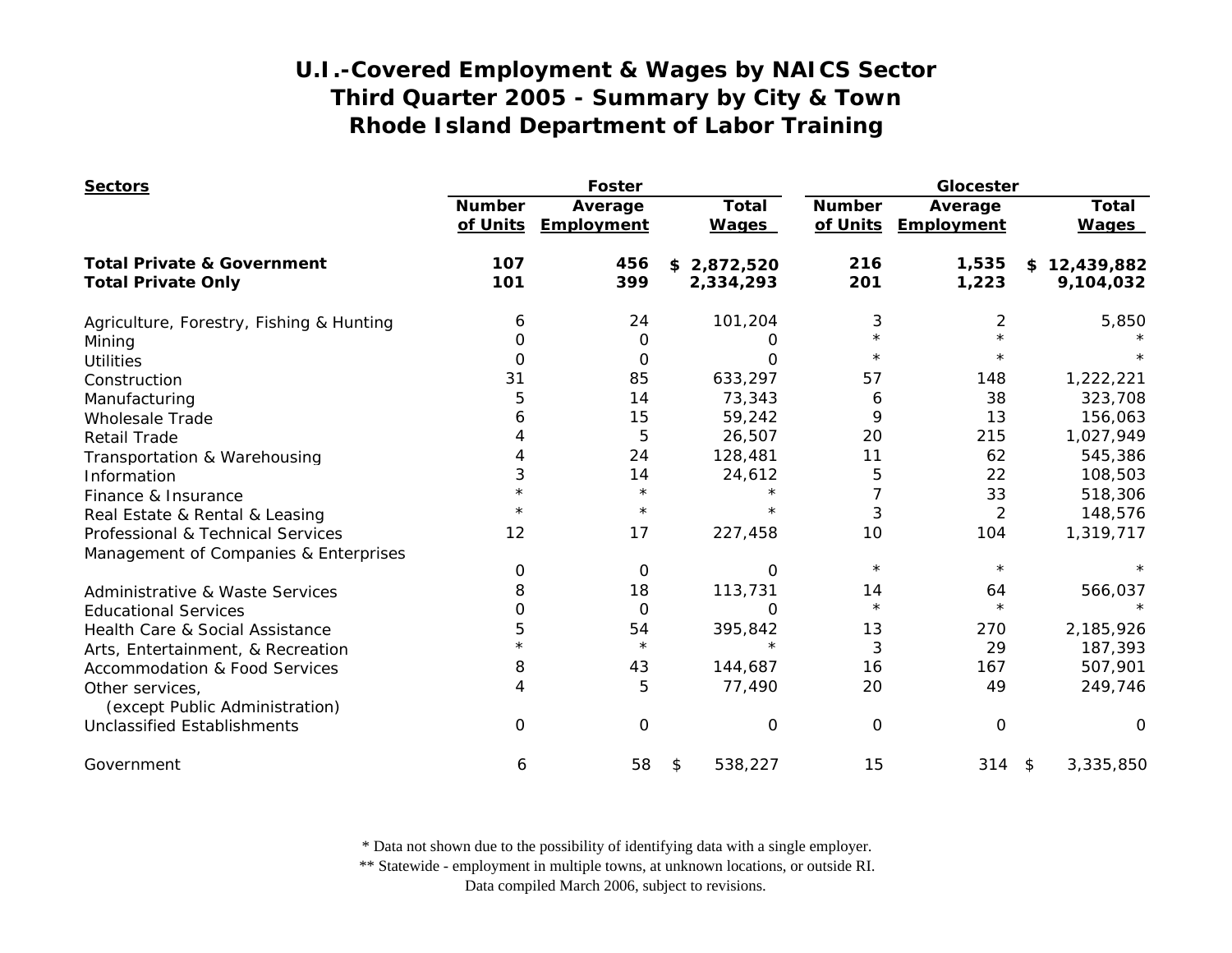# U.I.-Covered Employment & Wages by NAICS Sector
# Third Quarter 2005 - Summary by City & Town
# Rhode Island Department of Labor Training

| Sectors | Foster | | | Glocester | | |
|---|---|---|---|---|---|---|
| | Number of Units | Average Employment | Total Wages | Number of Units | Average Employment | Total Wages |
| **Total Private & Government** | **107** | **456** | **$ 2,872,520** | **216** | **1,535** | **$ 12,439,882** |
| **Total Private Only** | **101** | **399** | **2,334,293** | **201** | **1,223** | **9,104,032** |
| Agriculture, Forestry, Fishing & Hunting | 6 | 24 | 101,204 | 3 | 2 | 5,850 |
| Mining | 0 | 0 | 0 | * | * | * |
| Utilities | 0 | 0 | 0 | * | * | * |
| Construction | 31 | 85 | 633,297 | 57 | 148 | 1,222,221 |
| Manufacturing | 5 | 14 | 73,343 | 6 | 38 | 323,708 |
| Wholesale Trade | 6 | 15 | 59,242 | 9 | 13 | 156,063 |
| Retail Trade | 4 | 5 | 26,507 | 20 | 215 | 1,027,949 |
| Transportation & Warehousing | 4 | 24 | 128,481 | 11 | 62 | 545,386 |
| Information | 3 | 14 | 24,612 | 5 | 22 | 108,503 |
| Finance & Insurance | * | * | * | 7 | 33 | 518,306 |
| Real Estate & Rental & Leasing | * | * | * | 3 | 2 | 148,576 |
| Professional & Technical Services | 12 | 17 | 227,458 | 10 | 104 | 1,319,717 |
| Management of Companies & Enterprises | 0 | 0 | 0 | * | * | * |
| Administrative & Waste Services | 8 | 18 | 113,731 | 14 | 64 | 566,037 |
| Educational Services | 0 | 0 | 0 | * | * | * |
| Health Care & Social Assistance | 5 | 54 | 395,842 | 13 | 270 | 2,185,926 |
| Arts, Entertainment, & Recreation | * | * | * | 3 | 29 | 187,393 |
| Accommodation & Food Services | 8 | 43 | 144,687 | 16 | 167 | 507,901 |
| Other services, (except Public Administration) | 4 | 5 | 77,490 | 20 | 49 | 249,746 |
| Unclassified Establishments | 0 | 0 | 0 | 0 | 0 | 0 |
| Government | 6 | 58 | $ 538,227 | 15 | 314 | $ 3,335,850 |

\* Data not shown due to the possibility of identifying data with a single employer.
\*\* Statewide - employment in multiple towns, at unknown locations, or outside RI.
Data compiled March 2006, subject to revisions.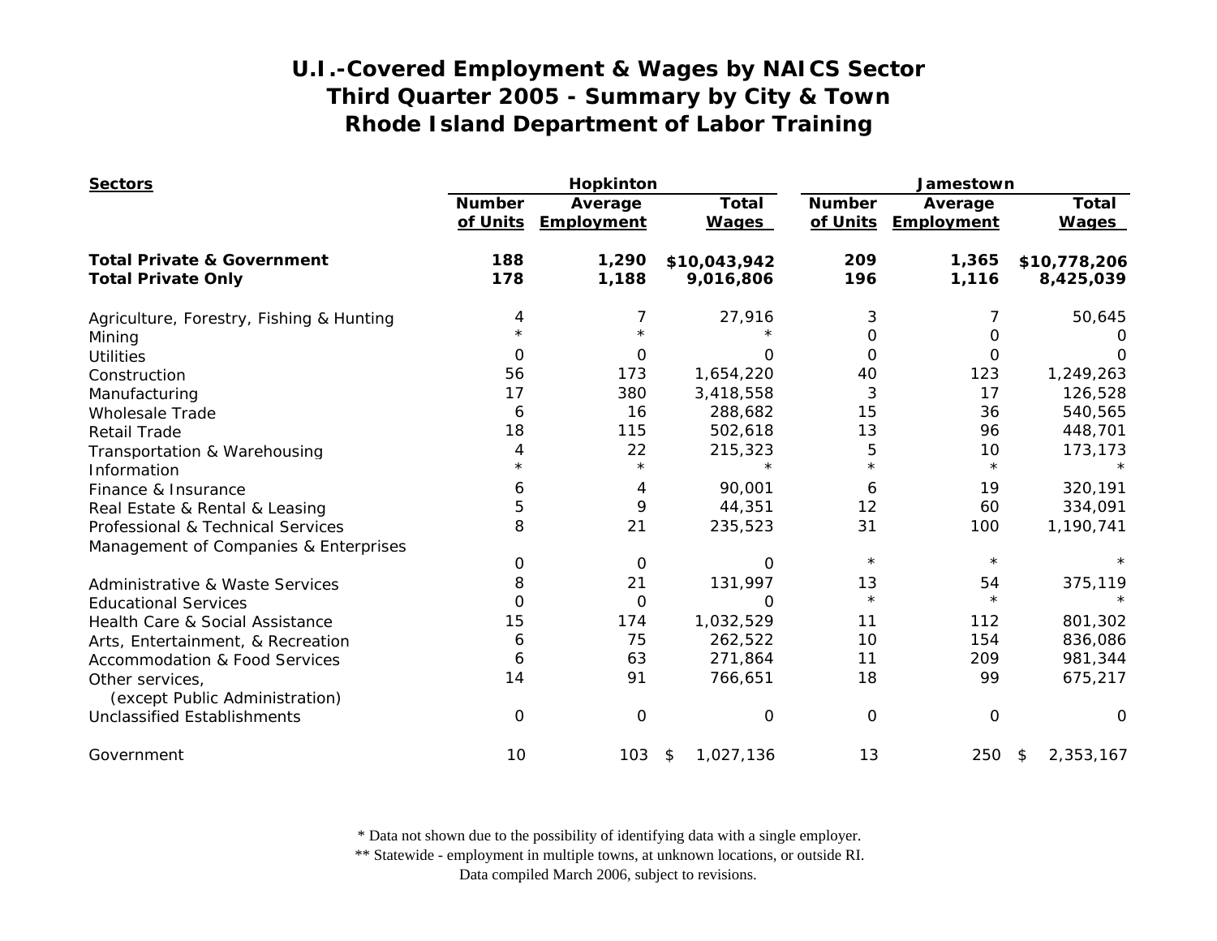# U.I.-Covered Employment & Wages by NAICS Sector
## Third Quarter 2005 - Summary by City & Town
## Rhode Island Department of Labor Training

| Sectors | Hopkinton | | | Jamestown | | |
|---|---|---|---|---|---|---|
| | Number of Units | Average Employment | Total Wages | Number of Units | Average Employment | Total Wages |
| **Total Private & Government** | **188** | **1,290** | **$10,043,942** | **209** | **1,365** | **$10,778,206** |
| **Total Private Only** | **178** | **1,188** | **9,016,806** | **196** | **1,116** | **8,425,039** |
| Agriculture, Forestry, Fishing & Hunting | 4 | 7 | 27,916 | 3 | 7 | 50,645 |
| Mining | * | * | * | 0 | 0 | 0 |
| Utilities | 0 | 0 | 0 | 0 | 0 | 0 |
| Construction | 56 | 173 | 1,654,220 | 40 | 123 | 1,249,263 |
| Manufacturing | 17 | 380 | 3,418,558 | 3 | 17 | 126,528 |
| Wholesale Trade | 6 | 16 | 288,682 | 15 | 36 | 540,565 |
| Retail Trade | 18 | 115 | 502,618 | 13 | 96 | 448,701 |
| Transportation & Warehousing | 4 | 22 | 215,323 | 5 | 10 | 173,173 |
| Information | * | * | * | * | * | * |
| Finance & Insurance | 6 | 4 | 90,001 | 6 | 19 | 320,191 |
| Real Estate & Rental & Leasing | 5 | 9 | 44,351 | 12 | 60 | 334,091 |
| Professional & Technical Services | 8 | 21 | 235,523 | 31 | 100 | 1,190,741 |
| Management of Companies & Enterprises | 0 | 0 | 0 | * | * | * |
| Administrative & Waste Services | 8 | 21 | 131,997 | 13 | 54 | 375,119 |
| Educational Services | 0 | 0 | 0 | * | * | * |
| Health Care & Social Assistance | 15 | 174 | 1,032,529 | 11 | 112 | 801,302 |
| Arts, Entertainment, & Recreation | 6 | 75 | 262,522 | 10 | 154 | 836,086 |
| Accommodation & Food Services | 6 | 63 | 271,864 | 11 | 209 | 981,344 |
| Other services, (except Public Administration) | 14 | 91 | 766,651 | 18 | 99 | 675,217 |
| Unclassified Establishments | 0 | 0 | 0 | 0 | 0 | 0 |
| Government | 10 | 103 | $ 1,027,136 | 13 | 250 | $ 2,353,167 |

\* Data not shown due to the possibility of identifying data with a single employer.
** Statewide - employment in multiple towns, at unknown locations, or outside RI.
Data compiled March 2006, subject to revisions.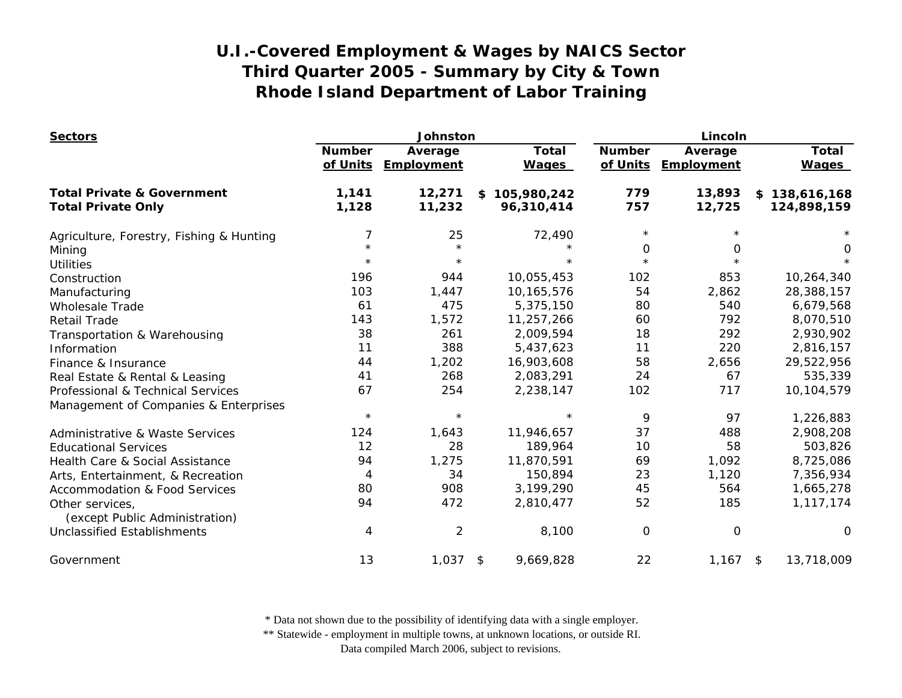# U.I.-Covered Employment & Wages by NAICS Sector
## Third Quarter 2005 - Summary by City & Town
## Rhode Island Department of Labor Training

| Sectors | Johnston | | | Lincoln | | |
|---|---|---|---|---|---|---|
| | Number of Units | Average Employment | Total Wages | Number of Units | Average Employment | Total Wages |
| **Total Private & Government** | **1,141** | **12,271** | **$ 105,980,242** | **779** | **13,893** | **$ 138,616,168** |
| **Total Private Only** | **1,128** | **11,232** | **96,310,414** | **757** | **12,725** | **124,898,159** |
| Agriculture, Forestry, Fishing & Hunting | 7 | 25 | 72,490 | * | * | * |
| Mining | * | * | * | 0 | 0 | 0 |
| Utilities | * | * | * | * | * | * |
| Construction | 196 | 944 | 10,055,453 | 102 | 853 | 10,264,340 |
| Manufacturing | 103 | 1,447 | 10,165,576 | 54 | 2,862 | 28,388,157 |
| Wholesale Trade | 61 | 475 | 5,375,150 | 80 | 540 | 6,679,568 |
| Retail Trade | 143 | 1,572 | 11,257,266 | 60 | 792 | 8,070,510 |
| Transportation & Warehousing | 38 | 261 | 2,009,594 | 18 | 292 | 2,930,902 |
| Information | 11 | 388 | 5,437,623 | 11 | 220 | 2,816,157 |
| Finance & Insurance | 44 | 1,202 | 16,903,608 | 58 | 2,656 | 29,522,956 |
| Real Estate & Rental & Leasing | 41 | 268 | 2,083,291 | 24 | 67 | 535,339 |
| Professional & Technical Services | 67 | 254 | 2,238,147 | 102 | 717 | 10,104,579 |
| Management of Companies & Enterprises | * | * | * | 9 | 97 | 1,226,883 |
| Administrative & Waste Services | 124 | 1,643 | 11,946,657 | 37 | 488 | 2,908,208 |
| Educational Services | 12 | 28 | 189,964 | 10 | 58 | 503,826 |
| Health Care & Social Assistance | 94 | 1,275 | 11,870,591 | 69 | 1,092 | 8,725,086 |
| Arts, Entertainment, & Recreation | 4 | 34 | 150,894 | 23 | 1,120 | 7,356,934 |
| Accommodation & Food Services | 80 | 908 | 3,199,290 | 45 | 564 | 1,665,278 |
| Other services, (except Public Administration) | 94 | 472 | 2,810,477 | 52 | 185 | 1,117,174 |
| Unclassified Establishments | 4 | 2 | 8,100 | 0 | 0 | 0 |
| Government | 13 | 1,037 | $ 9,669,828 | 22 | 1,167 | $ 13,718,009 |

\* Data not shown due to the possibility of identifying data with a single employer.
\*\* Statewide - employment in multiple towns, at unknown locations, or outside RI.
Data compiled March 2006, subject to revisions.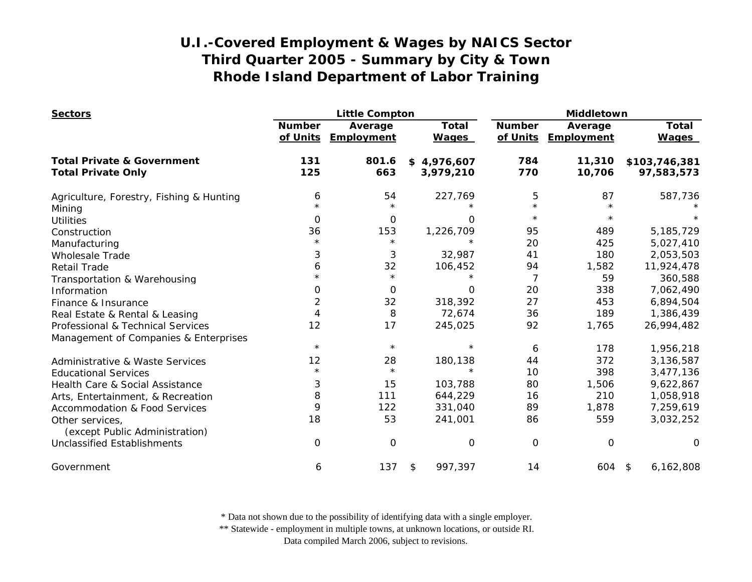# U.I.-Covered Employment & Wages by NAICS Sector
## Third Quarter 2005 - Summary by City & Town
## Rhode Island Department of Labor Training

| Sectors | Little Compton | | | Middletown | | |
|---|---|---|---|---|---|---|
| | Number of Units | Average Employment | Total Wages | Number of Units | Average Employment | Total Wages |
| **Total Private & Government** | **131** | **801.6** | **$ 4,976,607** | **784** | **11,310** | **$103,746,381** |
| **Total Private Only** | **125** | **663** | **3,979,210** | **770** | **10,706** | **97,583,573** |
| Agriculture, Forestry, Fishing & Hunting | 6 | 54 | 227,769 | 5 | 87 | 587,736 |
| Mining | * | * | * | * | * | * |
| Utilities | 0 | 0 | 0 | * | * | * |
| Construction | 36 | 153 | 1,226,709 | 95 | 489 | 5,185,729 |
| Manufacturing | * | * | * | 20 | 425 | 5,027,410 |
| Wholesale Trade | 3 | 3 | 32,987 | 41 | 180 | 2,053,503 |
| Retail Trade | 6 | 32 | 106,452 | 94 | 1,582 | 11,924,478 |
| Transportation & Warehousing | * | * | * | 7 | 59 | 360,588 |
| Information | 0 | 0 | 0 | 20 | 338 | 7,062,490 |
| Finance & Insurance | 2 | 32 | 318,392 | 27 | 453 | 6,894,504 |
| Real Estate & Rental & Leasing | 4 | 8 | 72,674 | 36 | 189 | 1,386,439 |
| Professional & Technical Services | 12 | 17 | 245,025 | 92 | 1,765 | 26,994,482 |
| Management of Companies & Enterprises | * | * | * | 6 | 178 | 1,956,218 |
| Administrative & Waste Services | 12 | 28 | 180,138 | 44 | 372 | 3,136,587 |
| Educational Services | * | * | * | 10 | 398 | 3,477,136 |
| Health Care & Social Assistance | 3 | 15 | 103,788 | 80 | 1,506 | 9,622,867 |
| Arts, Entertainment, & Recreation | 8 | 111 | 644,229 | 16 | 210 | 1,058,918 |
| Accommodation & Food Services | 9 | 122 | 331,040 | 89 | 1,878 | 7,259,619 |
| Other services, (except Public Administration) | 18 | 53 | 241,001 | 86 | 559 | 3,032,252 |
| Unclassified Establishments | 0 | 0 | 0 | 0 | 0 | 0 |
| Government | 6 | 137 | $ 997,397 | 14 | 604 | $ 6,162,808 |

\* Data not shown due to the possibility of identifying data with a single employer.
\*\* Statewide - employment in multiple towns, at unknown locations, or outside RI.
Data compiled March 2006, subject to revisions.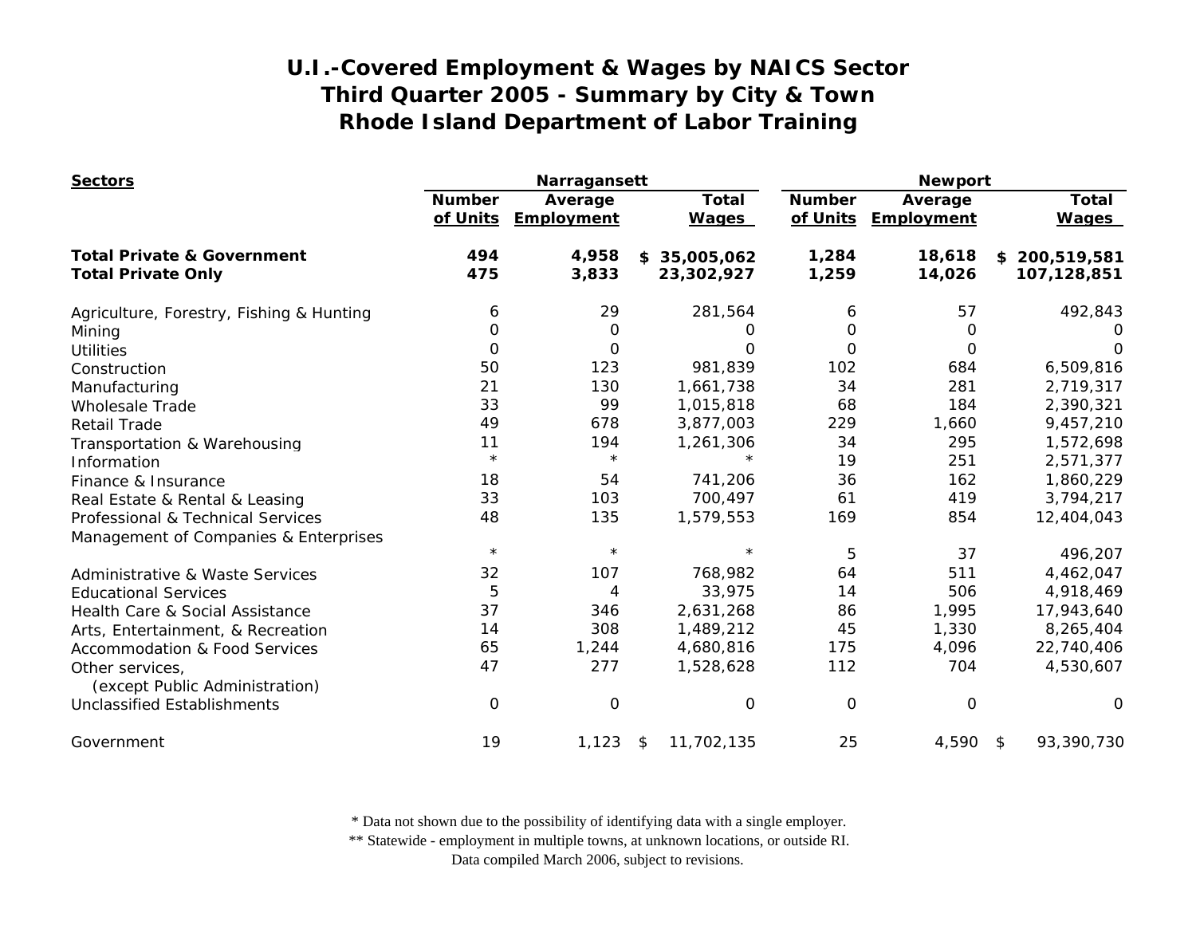# U.I.-Covered Employment & Wages by NAICS Sector
## Third Quarter 2005 - Summary by City & Town
## Rhode Island Department of Labor Training

| Sectors | Narragansett | | | Newport | | |
|---|---|---|---|---|---|---|
| | Number of Units | Average Employment | Total Wages | Number of Units | Average Employment | Total Wages |
| **Total Private & Government** | **494** | **4,958** | **$ 35,005,062** | **1,284** | **18,618** | **$ 200,519,581** |
| **Total Private Only** | **475** | **3,833** | **23,302,927** | **1,259** | **14,026** | **107,128,851** |
| Agriculture, Forestry, Fishing & Hunting | 6 | 29 | 281,564 | 6 | 57 | 492,843 |
| Mining | 0 | 0 | 0 | 0 | 0 | 0 |
| Utilities | 0 | 0 | 0 | 0 | 0 | 0 |
| Construction | 50 | 123 | 981,839 | 102 | 684 | 6,509,816 |
| Manufacturing | 21 | 130 | 1,661,738 | 34 | 281 | 2,719,317 |
| Wholesale Trade | 33 | 99 | 1,015,818 | 68 | 184 | 2,390,321 |
| Retail Trade | 49 | 678 | 3,877,003 | 229 | 1,660 | 9,457,210 |
| Transportation & Warehousing | 11 | 194 | 1,261,306 | 34 | 295 | 1,572,698 |
| Information | * | * | * | 19 | 251 | 2,571,377 |
| Finance & Insurance | 18 | 54 | 741,206 | 36 | 162 | 1,860,229 |
| Real Estate & Rental & Leasing | 33 | 103 | 700,497 | 61 | 419 | 3,794,217 |
| Professional & Technical Services | 48 | 135 | 1,579,553 | 169 | 854 | 12,404,043 |
| Management of Companies & Enterprises | * | * | * | 5 | 37 | 496,207 |
| Administrative & Waste Services | 32 | 107 | 768,982 | 64 | 511 | 4,462,047 |
| Educational Services | 5 | 4 | 33,975 | 14 | 506 | 4,918,469 |
| Health Care & Social Assistance | 37 | 346 | 2,631,268 | 86 | 1,995 | 17,943,640 |
| Arts, Entertainment, & Recreation | 14 | 308 | 1,489,212 | 45 | 1,330 | 8,265,404 |
| Accommodation & Food Services | 65 | 1,244 | 4,680,816 | 175 | 4,096 | 22,740,406 |
| Other services, (except Public Administration) | 47 | 277 | 1,528,628 | 112 | 704 | 4,530,607 |
| Unclassified Establishments | 0 | 0 | 0 | 0 | 0 | 0 |
| Government | 19 | 1,123 | $ 11,702,135 | 25 | 4,590 | $ 93,390,730 |

\* Data not shown due to the possibility of identifying data with a single employer.
\*\* Statewide - employment in multiple towns, at unknown locations, or outside RI.
Data compiled March 2006, subject to revisions.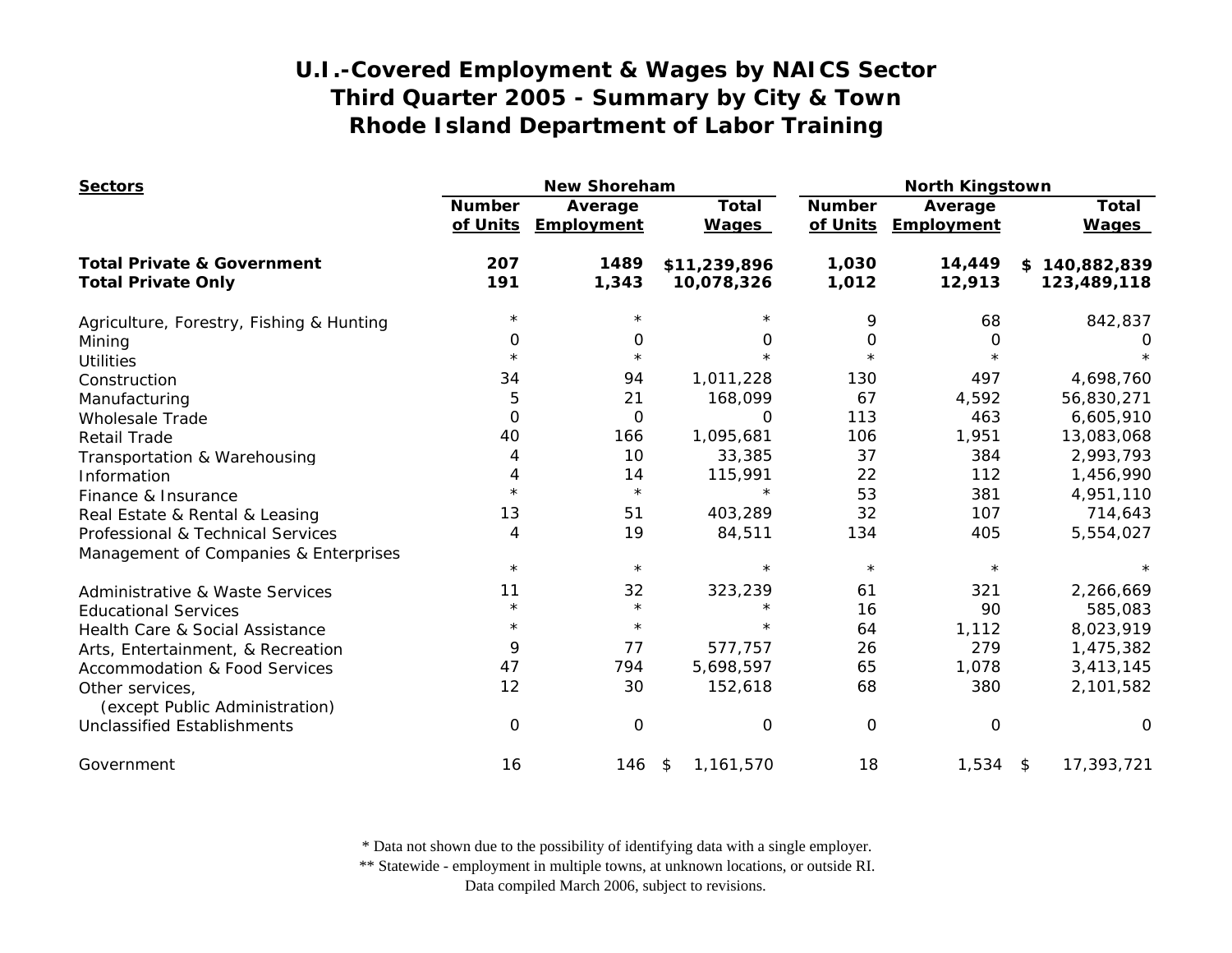# U.I.-Covered Employment & Wages by NAICS Sector
# Third Quarter 2005 - Summary by City & Town
# Rhode Island Department of Labor Training

| Sectors | New Shoreham | | | North Kingstown | | |
|---|---|---|---|---|---|---|
| | Number of Units | Average Employment | Total Wages | Number of Units | Average Employment | Total Wages |
| **Total Private & Government** | **207** | **1489** | **$11,239,896** | **1,030** | **14,449** | **$ 140,882,839** |
| **Total Private Only** | **191** | **1,343** | **10,078,326** | **1,012** | **12,913** | **123,489,118** |
| Agriculture, Forestry, Fishing & Hunting | * | * | * | 9 | 68 | 842,837 |
| Mining | 0 | 0 | 0 | 0 | 0 | 0 |
| Utilities | * | * | * | * | * | * |
| Construction | 34 | 94 | 1,011,228 | 130 | 497 | 4,698,760 |
| Manufacturing | 5 | 21 | 168,099 | 67 | 4,592 | 56,830,271 |
| Wholesale Trade | 0 | 0 | 0 | 113 | 463 | 6,605,910 |
| Retail Trade | 40 | 166 | 1,095,681 | 106 | 1,951 | 13,083,068 |
| Transportation & Warehousing | 4 | 10 | 33,385 | 37 | 384 | 2,993,793 |
| Information | 4 | 14 | 115,991 | 22 | 112 | 1,456,990 |
| Finance & Insurance | * | * | * | 53 | 381 | 4,951,110 |
| Real Estate & Rental & Leasing | 13 | 51 | 403,289 | 32 | 107 | 714,643 |
| Professional & Technical Services | 4 | 19 | 84,511 | 134 | 405 | 5,554,027 |
| Management of Companies & Enterprises | * | * | * | * | * | * |
| Administrative & Waste Services | 11 | 32 | 323,239 | 61 | 321 | 2,266,669 |
| Educational Services | * | * | * | 16 | 90 | 585,083 |
| Health Care & Social Assistance | * | * | * | 64 | 1,112 | 8,023,919 |
| Arts, Entertainment, & Recreation | 9 | 77 | 577,757 | 26 | 279 | 1,475,382 |
| Accommodation & Food Services | 47 | 794 | 5,698,597 | 65 | 1,078 | 3,413,145 |
| Other services, (except Public Administration) | 12 | 30 | 152,618 | 68 | 380 | 2,101,582 |
| Unclassified Establishments | 0 | 0 | 0 | 0 | 0 | 0 |
| Government | 16 | 146 | $ 1,161,570 | 18 | 1,534 | $ 17,393,721 |

\* Data not shown due to the possibility of identifying data with a single employer.
\** Statewide - employment in multiple towns, at unknown locations, or outside RI.
Data compiled March 2006, subject to revisions.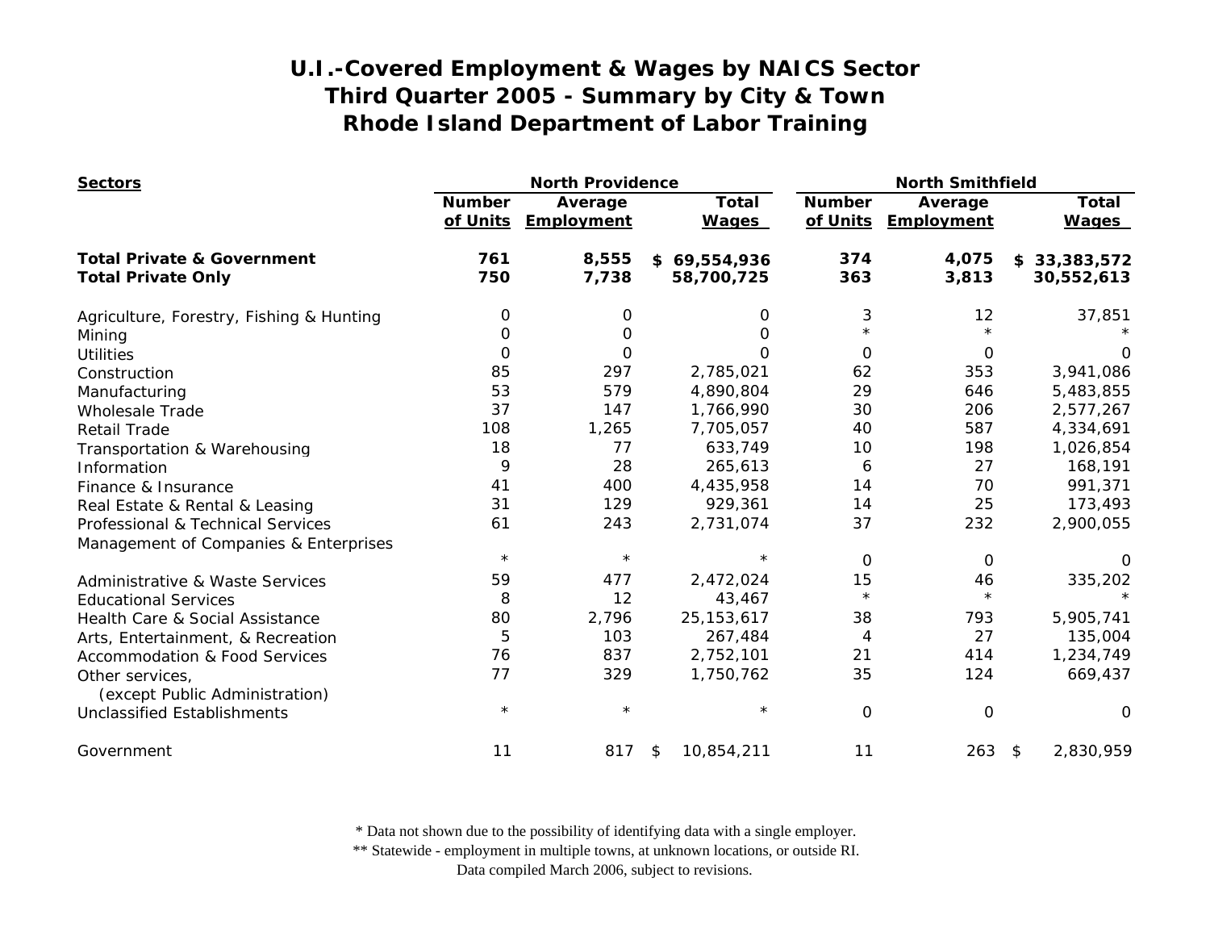# U.I.-Covered Employment & Wages by NAICS Sector
## Third Quarter 2005 - Summary by City & Town
## Rhode Island Department of Labor Training

| Sectors | North Providence | | | North Smithfield | | |
|---|---|---|---|---|---|---|
| | Number of Units | Average Employment | Total Wages | Number of Units | Average Employment | Total Wages |
| **Total Private & Government** | **761** | **8,555** | **$ 69,554,936** | **374** | **4,075** | **$ 33,383,572** |
| **Total Private Only** | **750** | **7,738** | **58,700,725** | **363** | **3,813** | **30,552,613** |
| Agriculture, Forestry, Fishing & Hunting | 0 | 0 | 0 | 3 | 12 | 37,851 |
| Mining | 0 | 0 | 0 | * | * | * |
| Utilities | 0 | 0 | 0 | 0 | 0 | 0 |
| Construction | 85 | 297 | 2,785,021 | 62 | 353 | 3,941,086 |
| Manufacturing | 53 | 579 | 4,890,804 | 29 | 646 | 5,483,855 |
| Wholesale Trade | 37 | 147 | 1,766,990 | 30 | 206 | 2,577,267 |
| Retail Trade | 108 | 1,265 | 7,705,057 | 40 | 587 | 4,334,691 |
| Transportation & Warehousing | 18 | 77 | 633,749 | 10 | 198 | 1,026,854 |
| Information | 9 | 28 | 265,613 | 6 | 27 | 168,191 |
| Finance & Insurance | 41 | 400 | 4,435,958 | 14 | 70 | 991,371 |
| Real Estate & Rental & Leasing | 31 | 129 | 929,361 | 14 | 25 | 173,493 |
| Professional & Technical Services | 61 | 243 | 2,731,074 | 37 | 232 | 2,900,055 |
| Management of Companies & Enterprises | * | * | * | 0 | 0 | 0 |
| Administrative & Waste Services | 59 | 477 | 2,472,024 | 15 | 46 | 335,202 |
| Educational Services | 8 | 12 | 43,467 | * | * | * |
| Health Care & Social Assistance | 80 | 2,796 | 25,153,617 | 38 | 793 | 5,905,741 |
| Arts, Entertainment, & Recreation | 5 | 103 | 267,484 | 4 | 27 | 135,004 |
| Accommodation & Food Services | 76 | 837 | 2,752,101 | 21 | 414 | 1,234,749 |
| Other services, (except Public Administration) | 77 | 329 | 1,750,762 | 35 | 124 | 669,437 |
| Unclassified Establishments | * | * | * | 0 | 0 | 0 |
| Government | 11 | 817 | $ 10,854,211 | 11 | 263 | $ 2,830,959 |

\* Data not shown due to the possibility of identifying data with a single employer.
** Statewide - employment in multiple towns, at unknown locations, or outside RI.
Data compiled March 2006, subject to revisions.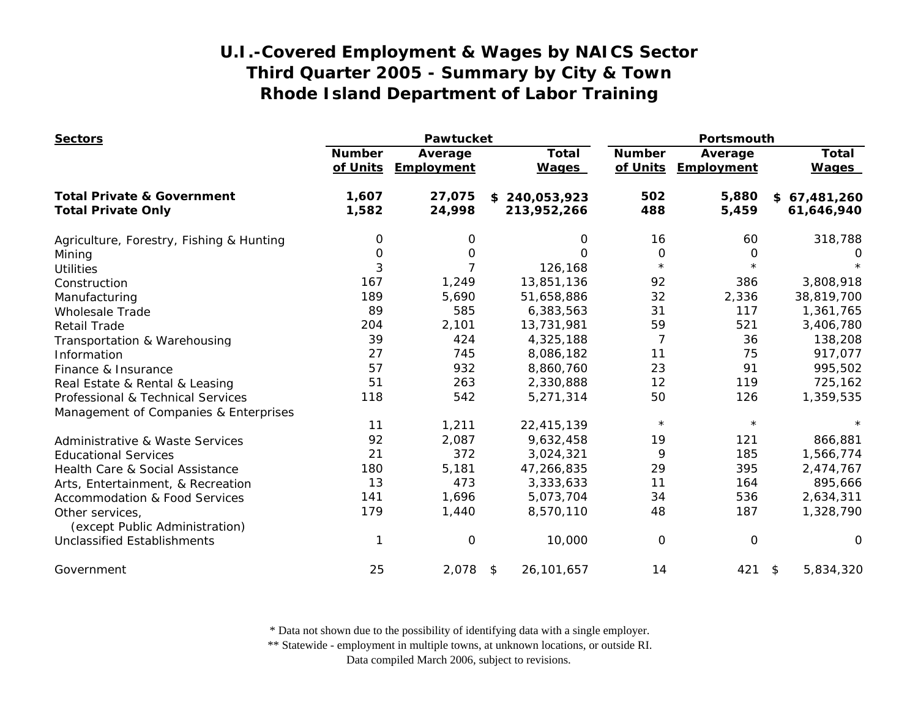# U.I.-Covered Employment & Wages by NAICS Sector
# Third Quarter 2005 - Summary by City & Town
# Rhode Island Department of Labor Training

| Sectors | Pawtucket | | | Portsmouth | | |
|---|---|---|---|---|---|---|
| | Number of Units | Average Employment | Total Wages | Number of Units | Average Employment | Total Wages |
| **Total Private & Government** | **1,607** | **27,075** | **$ 240,053,923** | **502** | **5,880** | **$ 67,481,260** |
| **Total Private Only** | **1,582** | **24,998** | **213,952,266** | **488** | **5,459** | **61,646,940** |
| Agriculture, Forestry, Fishing & Hunting | 0 | 0 | 0 | 16 | 60 | 318,788 |
| Mining | 0 | 0 | 0 | 0 | 0 | 0 |
| Utilities | 3 | 7 | 126,168 | * | * | * |
| Construction | 167 | 1,249 | 13,851,136 | 92 | 386 | 3,808,918 |
| Manufacturing | 189 | 5,690 | 51,658,886 | 32 | 2,336 | 38,819,700 |
| Wholesale Trade | 89 | 585 | 6,383,563 | 31 | 117 | 1,361,765 |
| Retail Trade | 204 | 2,101 | 13,731,981 | 59 | 521 | 3,406,780 |
| Transportation & Warehousing | 39 | 424 | 4,325,188 | 7 | 36 | 138,208 |
| Information | 27 | 745 | 8,086,182 | 11 | 75 | 917,077 |
| Finance & Insurance | 57 | 932 | 8,860,760 | 23 | 91 | 995,502 |
| Real Estate & Rental & Leasing | 51 | 263 | 2,330,888 | 12 | 119 | 725,162 |
| Professional & Technical Services | 118 | 542 | 5,271,314 | 50 | 126 | 1,359,535 |
| Management of Companies & Enterprises | 11 | 1,211 | 22,415,139 | * | * | * |
| Administrative & Waste Services | 92 | 2,087 | 9,632,458 | 19 | 121 | 866,881 |
| Educational Services | 21 | 372 | 3,024,321 | 9 | 185 | 1,566,774 |
| Health Care & Social Assistance | 180 | 5,181 | 47,266,835 | 29 | 395 | 2,474,767 |
| Arts, Entertainment, & Recreation | 13 | 473 | 3,333,633 | 11 | 164 | 895,666 |
| Accommodation & Food Services | 141 | 1,696 | 5,073,704 | 34 | 536 | 2,634,311 |
| Other services, (except Public Administration) | 179 | 1,440 | 8,570,110 | 48 | 187 | 1,328,790 |
| Unclassified Establishments | 1 | 0 | 10,000 | 0 | 0 | 0 |
| Government | 25 | 2,078 | $ 26,101,657 | 14 | 421 | $ 5,834,320 |

* Data not shown due to the possibility of identifying data with a single employer.
** Statewide - employment in multiple towns, at unknown locations, or outside RI.
Data compiled March 2006, subject to revisions.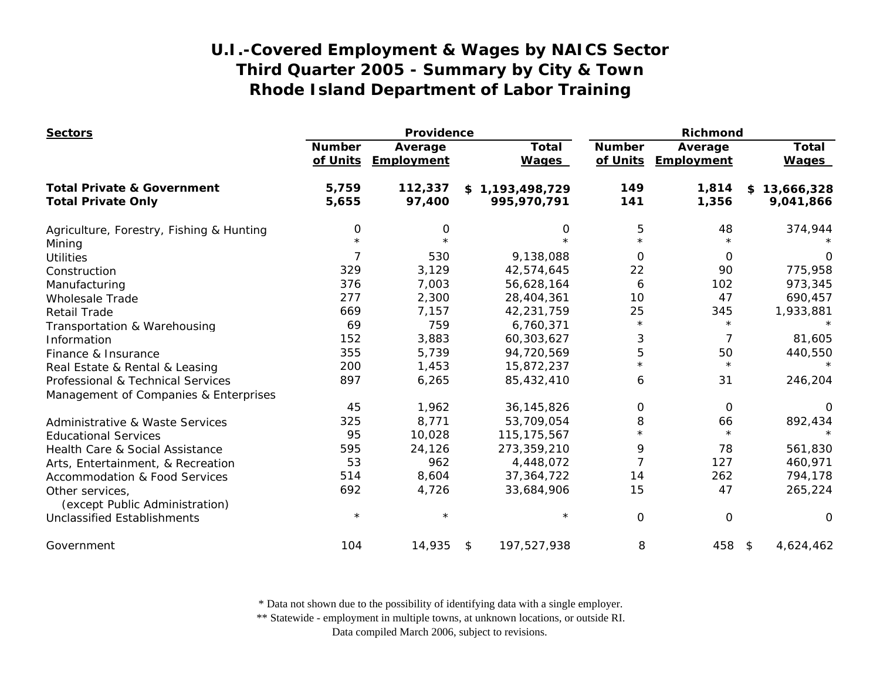# U.I.-Covered Employment & Wages by NAICS Sector
## Third Quarter 2005 - Summary by City & Town
## Rhode Island Department of Labor Training

| Sectors | Providence | | | Richmond | | |
|---|---|---|---|---|---|---|
| | Number of Units | Average Employment | Total Wages | Number of Units | Average Employment | Total Wages |
| **Total Private & Government** | **5,759** | **112,337** | **$ 1,193,498,729** | **149** | **1,814** | **$ 13,666,328** |
| **Total Private Only** | **5,655** | **97,400** | **995,970,791** | **141** | **1,356** | **9,041,866** |
| Agriculture, Forestry, Fishing & Hunting | 0 | 0 | 0 | 5 | 48 | 374,944 |
| Mining | * | * | * | * | * | * |
| Utilities | 7 | 530 | 9,138,088 | 0 | 0 | 0 |
| Construction | 329 | 3,129 | 42,574,645 | 22 | 90 | 775,958 |
| Manufacturing | 376 | 7,003 | 56,628,164 | 6 | 102 | 973,345 |
| Wholesale Trade | 277 | 2,300 | 28,404,361 | 10 | 47 | 690,457 |
| Retail Trade | 669 | 7,157 | 42,231,759 | 25 | 345 | 1,933,881 |
| Transportation & Warehousing | 69 | 759 | 6,760,371 | * | * | * |
| Information | 152 | 3,883 | 60,303,627 | 3 | 7 | 81,605 |
| Finance & Insurance | 355 | 5,739 | 94,720,569 | 5 | 50 | 440,550 |
| Real Estate & Rental & Leasing | 200 | 1,453 | 15,872,237 | * | * | * |
| Professional & Technical Services | 897 | 6,265 | 85,432,410 | 6 | 31 | 246,204 |
| Management of Companies & Enterprises | 45 | 1,962 | 36,145,826 | 0 | 0 | 0 |
| Administrative & Waste Services | 325 | 8,771 | 53,709,054 | 8 | 66 | 892,434 |
| Educational Services | 95 | 10,028 | 115,175,567 | * | * | * |
| Health Care & Social Assistance | 595 | 24,126 | 273,359,210 | 9 | 78 | 561,830 |
| Arts, Entertainment, & Recreation | 53 | 962 | 4,448,072 | 7 | 127 | 460,971 |
| Accommodation & Food Services | 514 | 8,604 | 37,364,722 | 14 | 262 | 794,178 |
| Other services, (except Public Administration) | 692 | 4,726 | 33,684,906 | 15 | 47 | 265,224 |
| Unclassified Establishments | * | * | * | 0 | 0 | 0 |
| Government | 104 | 14,935 | $ 197,527,938 | 8 | 458 | $ 4,624,462 |

\* Data not shown due to the possibility of identifying data with a single employer.
** Statewide - employment in multiple towns, at unknown locations, or outside RI.
Data compiled March 2006, subject to revisions.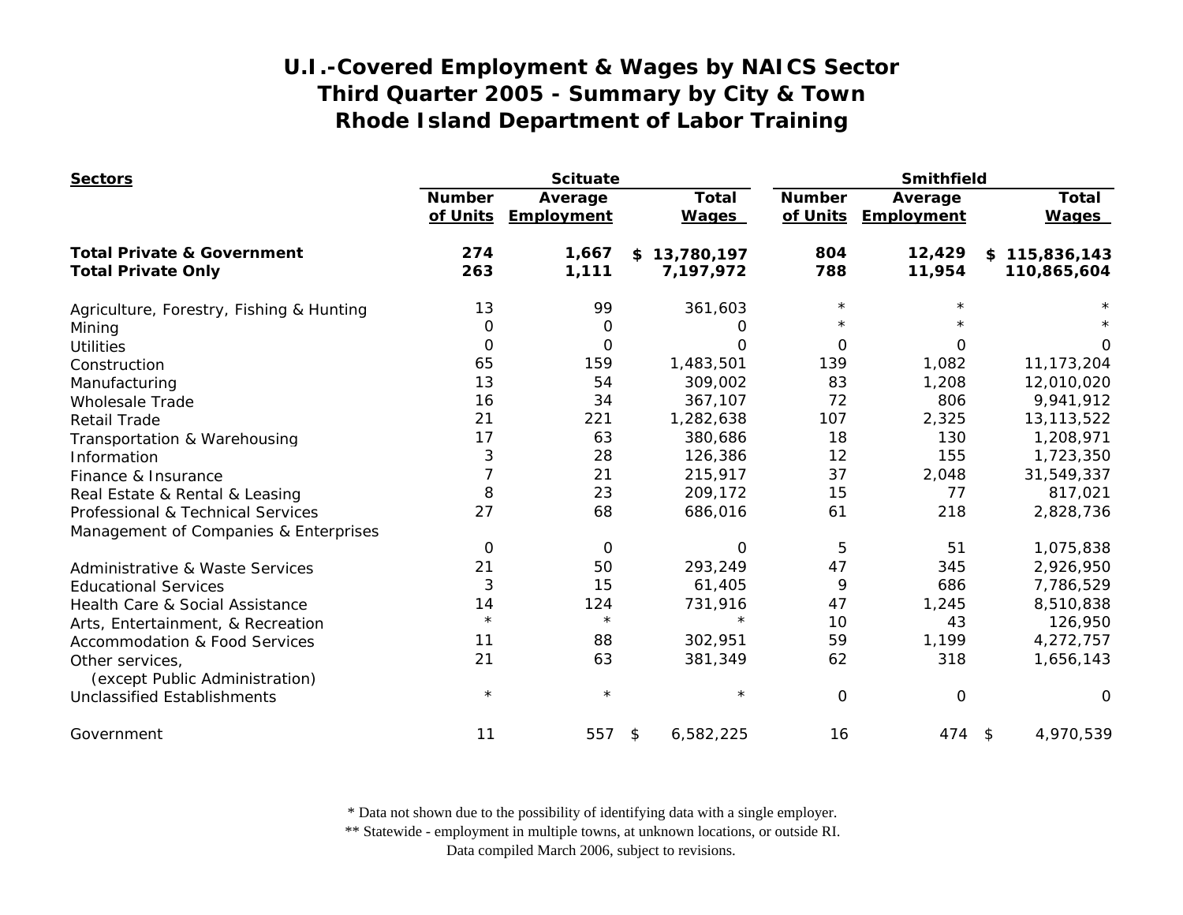# U.I.-Covered Employment & Wages by NAICS Sector
## Third Quarter 2005 - Summary by City & Town
## Rhode Island Department of Labor Training

| Sectors | Scituate | | | Smithfield | | |
|---|---|---|---|---|---|---|
| | Number of Units | Average Employment | Total Wages | Number of Units | Average Employment | Total Wages |
| **Total Private & Government** | **274** | **1,667** | **$ 13,780,197** | **804** | **12,429** | **$ 115,836,143** |
| **Total Private Only** | **263** | **1,111** | **7,197,972** | **788** | **11,954** | **110,865,604** |
| Agriculture, Forestry, Fishing & Hunting | 13 | 99 | 361,603 | * | * | * |
| Mining | 0 | 0 | 0 | * | * | * |
| Utilities | 0 | 0 | 0 | 0 | 0 | 0 |
| Construction | 65 | 159 | 1,483,501 | 139 | 1,082 | 11,173,204 |
| Manufacturing | 13 | 54 | 309,002 | 83 | 1,208 | 12,010,020 |
| Wholesale Trade | 16 | 34 | 367,107 | 72 | 806 | 9,941,912 |
| Retail Trade | 21 | 221 | 1,282,638 | 107 | 2,325 | 13,113,522 |
| Transportation & Warehousing | 17 | 63 | 380,686 | 18 | 130 | 1,208,971 |
| Information | 3 | 28 | 126,386 | 12 | 155 | 1,723,350 |
| Finance & Insurance | 7 | 21 | 215,917 | 37 | 2,048 | 31,549,337 |
| Real Estate & Rental & Leasing | 8 | 23 | 209,172 | 15 | 77 | 817,021 |
| Professional & Technical Services | 27 | 68 | 686,016 | 61 | 218 | 2,828,736 |
| Management of Companies & Enterprises | 0 | 0 | 0 | 5 | 51 | 1,075,838 |
| Administrative & Waste Services | 21 | 50 | 293,249 | 47 | 345 | 2,926,950 |
| Educational Services | 3 | 15 | 61,405 | 9 | 686 | 7,786,529 |
| Health Care & Social Assistance | 14 | 124 | 731,916 | 47 | 1,245 | 8,510,838 |
| Arts, Entertainment, & Recreation | * | * | * | 10 | 43 | 126,950 |
| Accommodation & Food Services | 11 | 88 | 302,951 | 59 | 1,199 | 4,272,757 |
| Other services, (except Public Administration) | 21 | 63 | 381,349 | 62 | 318 | 1,656,143 |
| Unclassified Establishments | * | * | * | 0 | 0 | 0 |
| Government | 11 | 557 | $ 6,582,225 | 16 | 474 | $ 4,970,539 |

\* Data not shown due to the possibility of identifying data with a single employer.
\*\* Statewide - employment in multiple towns, at unknown locations, or outside RI.
Data compiled March 2006, subject to revisions.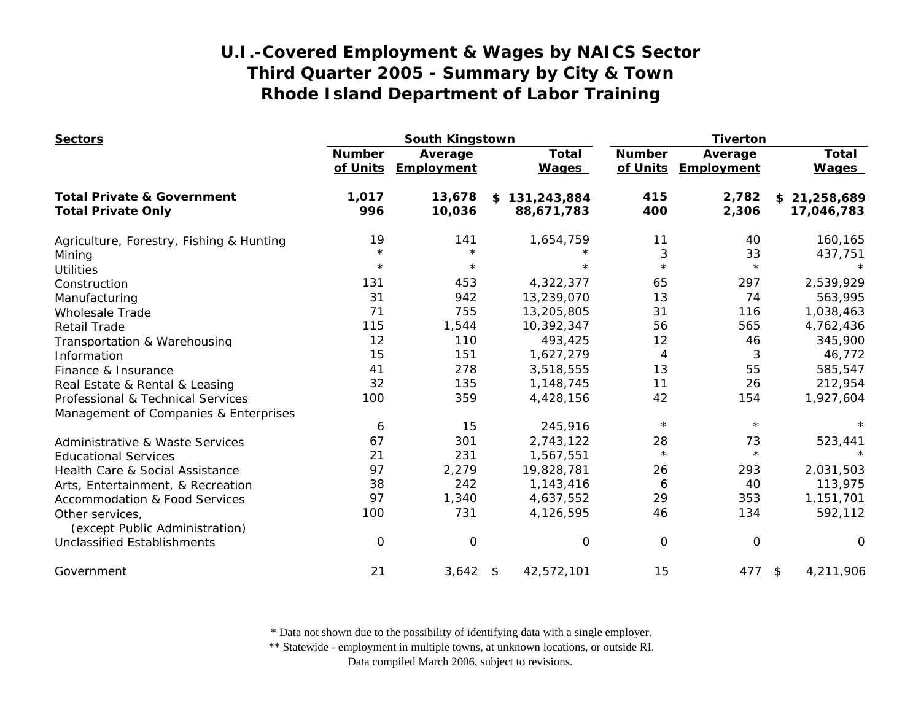# U.I.-Covered Employment & Wages by NAICS Sector
# Third Quarter 2005 - Summary by City & Town
# Rhode Island Department of Labor Training

| Sectors | South Kingstown | | | Tiverton | | |
|---|---|---|---|---|---|---|
| | Number of Units | Average Employment | Total Wages | Number of Units | Average Employment | Total Wages |
| **Total Private & Government** | **1,017** | **13,678** | **$ 131,243,884** | **415** | **2,782** | **$ 21,258,689** |
| **Total Private Only** | **996** | **10,036** | **88,671,783** | **400** | **2,306** | **17,046,783** |
| Agriculture, Forestry, Fishing & Hunting | 19 | 141 | 1,654,759 | 11 | 40 | 160,165 |
| Mining | * | * | * | 3 | 33 | 437,751 |
| Utilities | * | * | * | * | * | * |
| Construction | 131 | 453 | 4,322,377 | 65 | 297 | 2,539,929 |
| Manufacturing | 31 | 942 | 13,239,070 | 13 | 74 | 563,995 |
| Wholesale Trade | 71 | 755 | 13,205,805 | 31 | 116 | 1,038,463 |
| Retail Trade | 115 | 1,544 | 10,392,347 | 56 | 565 | 4,762,436 |
| Transportation & Warehousing | 12 | 110 | 493,425 | 12 | 46 | 345,900 |
| Information | 15 | 151 | 1,627,279 | 4 | 3 | 46,772 |
| Finance & Insurance | 41 | 278 | 3,518,555 | 13 | 55 | 585,547 |
| Real Estate & Rental & Leasing | 32 | 135 | 1,148,745 | 11 | 26 | 212,954 |
| Professional & Technical Services | 100 | 359 | 4,428,156 | 42 | 154 | 1,927,604 |
| Management of Companies & Enterprises | 6 | 15 | 245,916 | * | * | * |
| Administrative & Waste Services | 67 | 301 | 2,743,122 | 28 | 73 | 523,441 |
| Educational Services | 21 | 231 | 1,567,551 | * | * | * |
| Health Care & Social Assistance | 97 | 2,279 | 19,828,781 | 26 | 293 | 2,031,503 |
| Arts, Entertainment, & Recreation | 38 | 242 | 1,143,416 | 6 | 40 | 113,975 |
| Accommodation & Food Services | 97 | 1,340 | 4,637,552 | 29 | 353 | 1,151,701 |
| Other services, (except Public Administration) | 100 | 731 | 4,126,595 | 46 | 134 | 592,112 |
| Unclassified Establishments | 0 | 0 | 0 | 0 | 0 | 0 |
| Government | 21 | 3,642 | $ 42,572,101 | 15 | 477 | $ 4,211,906 |

\* Data not shown due to the possibility of identifying data with a single employer.
\*\* Statewide - employment in multiple towns, at unknown locations, or outside RI.
Data compiled March 2006, subject to revisions.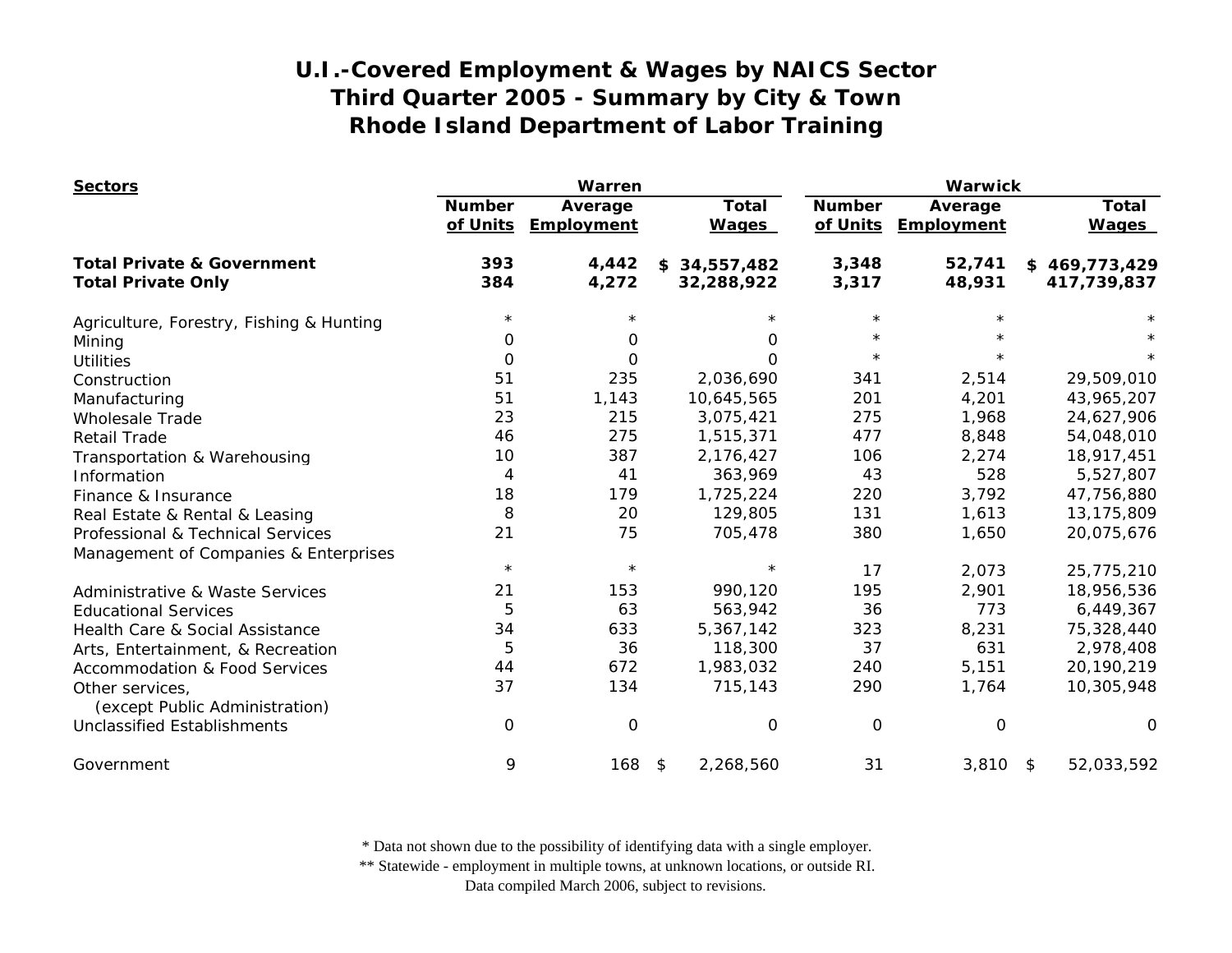# U.I.-Covered Employment & Wages by NAICS Sector
# Third Quarter 2005 - Summary by City & Town
# Rhode Island Department of Labor Training

| Sectors | Warren | | | Warwick | | |
|---|---|---|---|---|---|---|
| | Number of Units | Average Employment | Total Wages | Number of Units | Average Employment | Total Wages |
| **Total Private & Government** | **393** | **4,442** | **$ 34,557,482** | **3,348** | **52,741** | **$ 469,773,429** |
| **Total Private Only** | **384** | **4,272** | **32,288,922** | **3,317** | **48,931** | **417,739,837** |
| Agriculture, Forestry, Fishing & Hunting | * | * | * | * | * | * |
| Mining | 0 | 0 | 0 | * | * | * |
| Utilities | 0 | 0 | 0 | * | * | * |
| Construction | 51 | 235 | 2,036,690 | 341 | 2,514 | 29,509,010 |
| Manufacturing | 51 | 1,143 | 10,645,565 | 201 | 4,201 | 43,965,207 |
| Wholesale Trade | 23 | 215 | 3,075,421 | 275 | 1,968 | 24,627,906 |
| Retail Trade | 46 | 275 | 1,515,371 | 477 | 8,848 | 54,048,010 |
| Transportation & Warehousing | 10 | 387 | 2,176,427 | 106 | 2,274 | 18,917,451 |
| Information | 4 | 41 | 363,969 | 43 | 528 | 5,527,807 |
| Finance & Insurance | 18 | 179 | 1,725,224 | 220 | 3,792 | 47,756,880 |
| Real Estate & Rental & Leasing | 8 | 20 | 129,805 | 131 | 1,613 | 13,175,809 |
| Professional & Technical Services | 21 | 75 | 705,478 | 380 | 1,650 | 20,075,676 |
| Management of Companies & Enterprises | * | * | * | 17 | 2,073 | 25,775,210 |
| Administrative & Waste Services | 21 | 153 | 990,120 | 195 | 2,901 | 18,956,536 |
| Educational Services | 5 | 63 | 563,942 | 36 | 773 | 6,449,367 |
| Health Care & Social Assistance | 34 | 633 | 5,367,142 | 323 | 8,231 | 75,328,440 |
| Arts, Entertainment, & Recreation | 5 | 36 | 118,300 | 37 | 631 | 2,978,408 |
| Accommodation & Food Services | 44 | 672 | 1,983,032 | 240 | 5,151 | 20,190,219 |
| Other services, (except Public Administration) | 37 | 134 | 715,143 | 290 | 1,764 | 10,305,948 |
| Unclassified Establishments | 0 | 0 | 0 | 0 | 0 | 0 |
| Government | 9 | 168 | $ 2,268,560 | 31 | 3,810 | $ 52,033,592 |

\* Data not shown due to the possibility of identifying data with a single employer.
\*\* Statewide - employment in multiple towns, at unknown locations, or outside RI.
Data compiled March 2006, subject to revisions.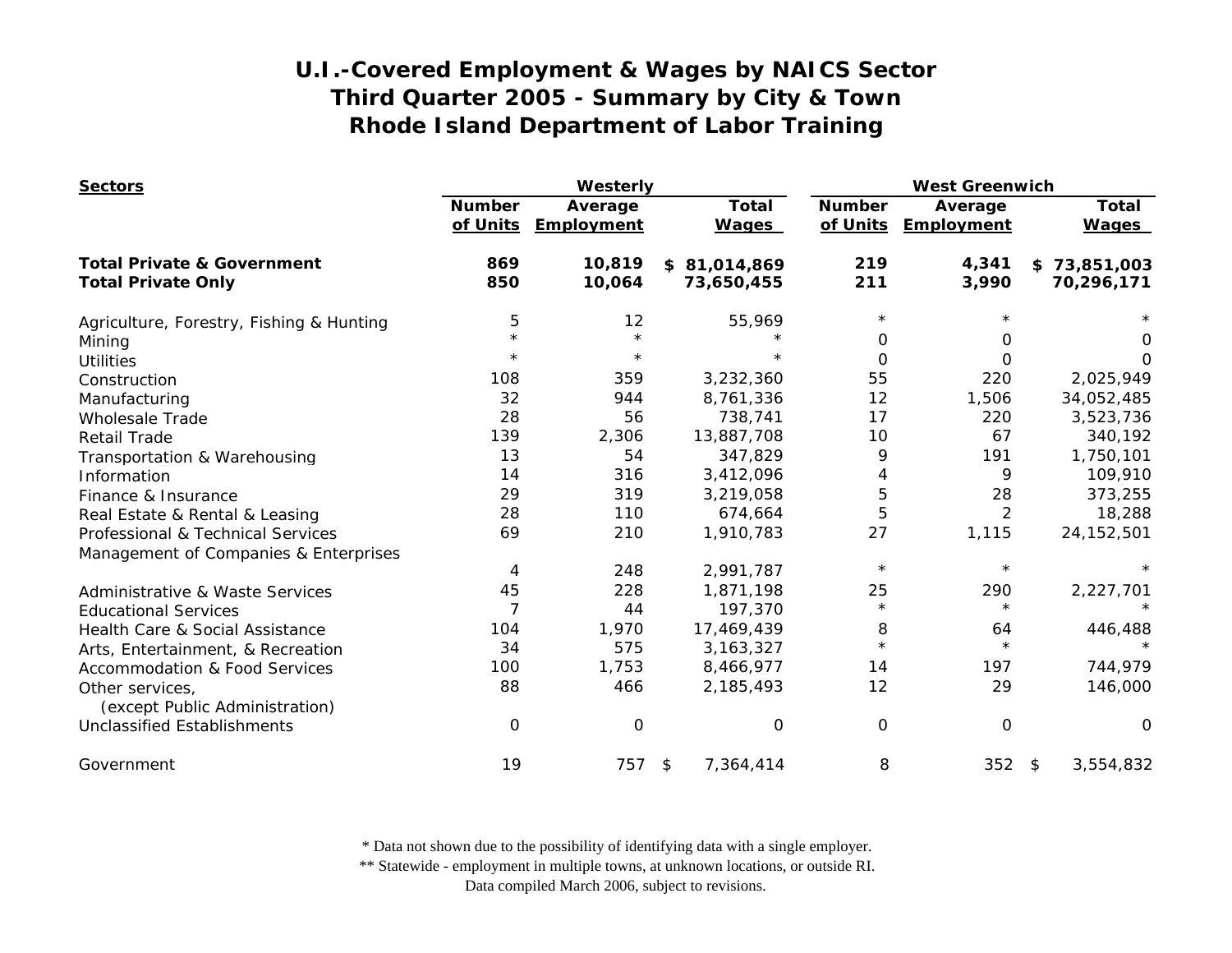# U.I.-Covered Employment & Wages by NAICS Sector
# Third Quarter 2005 - Summary by City & Town
# Rhode Island Department of Labor Training

| Sectors | Westerly | | | West Greenwich | | |
|---|---|---|---|---|---|---|
| | Number of Units | Average Employment | Total Wages | Number of Units | Average Employment | Total Wages |
| **Total Private & Government** | **869** | **10,819** | **$ 81,014,869** | **219** | **4,341** | **$ 73,851,003** |
| **Total Private Only** | **850** | **10,064** | **73,650,455** | **211** | **3,990** | **70,296,171** |
| Agriculture, Forestry, Fishing & Hunting | 5 | 12 | 55,969 | * | * | * |
| Mining | * | * | * | 0 | 0 | 0 |
| Utilities | * | * | * | 0 | 0 | 0 |
| Construction | 108 | 359 | 3,232,360 | 55 | 220 | 2,025,949 |
| Manufacturing | 32 | 944 | 8,761,336 | 12 | 1,506 | 34,052,485 |
| Wholesale Trade | 28 | 56 | 738,741 | 17 | 220 | 3,523,736 |
| Retail Trade | 139 | 2,306 | 13,887,708 | 10 | 67 | 340,192 |
| Transportation & Warehousing | 13 | 54 | 347,829 | 9 | 191 | 1,750,101 |
| Information | 14 | 316 | 3,412,096 | 4 | 9 | 109,910 |
| Finance & Insurance | 29 | 319 | 3,219,058 | 5 | 28 | 373,255 |
| Real Estate & Rental & Leasing | 28 | 110 | 674,664 | 5 | 2 | 18,288 |
| Professional & Technical Services | 69 | 210 | 1,910,783 | 27 | 1,115 | 24,152,501 |
| Management of Companies & Enterprises | 4 | 248 | 2,991,787 | * | * | * |
| Administrative & Waste Services | 45 | 228 | 1,871,198 | 25 | 290 | 2,227,701 |
| Educational Services | 7 | 44 | 197,370 | * | * | * |
| Health Care & Social Assistance | 104 | 1,970 | 17,469,439 | 8 | 64 | 446,488 |
| Arts, Entertainment, & Recreation | 34 | 575 | 3,163,327 | * | * | * |
| Accommodation & Food Services | 100 | 1,753 | 8,466,977 | 14 | 197 | 744,979 |
| Other services, (except Public Administration) | 88 | 466 | 2,185,493 | 12 | 29 | 146,000 |
| Unclassified Establishments | 0 | 0 | 0 | 0 | 0 | 0 |
| Government | 19 | 757 | $ 7,364,414 | 8 | 352 | $ 3,554,832 |

* Data not shown due to the possibility of identifying data with a single employer.
** Statewide - employment in multiple towns, at unknown locations, or outside RI.
Data compiled March 2006, subject to revisions.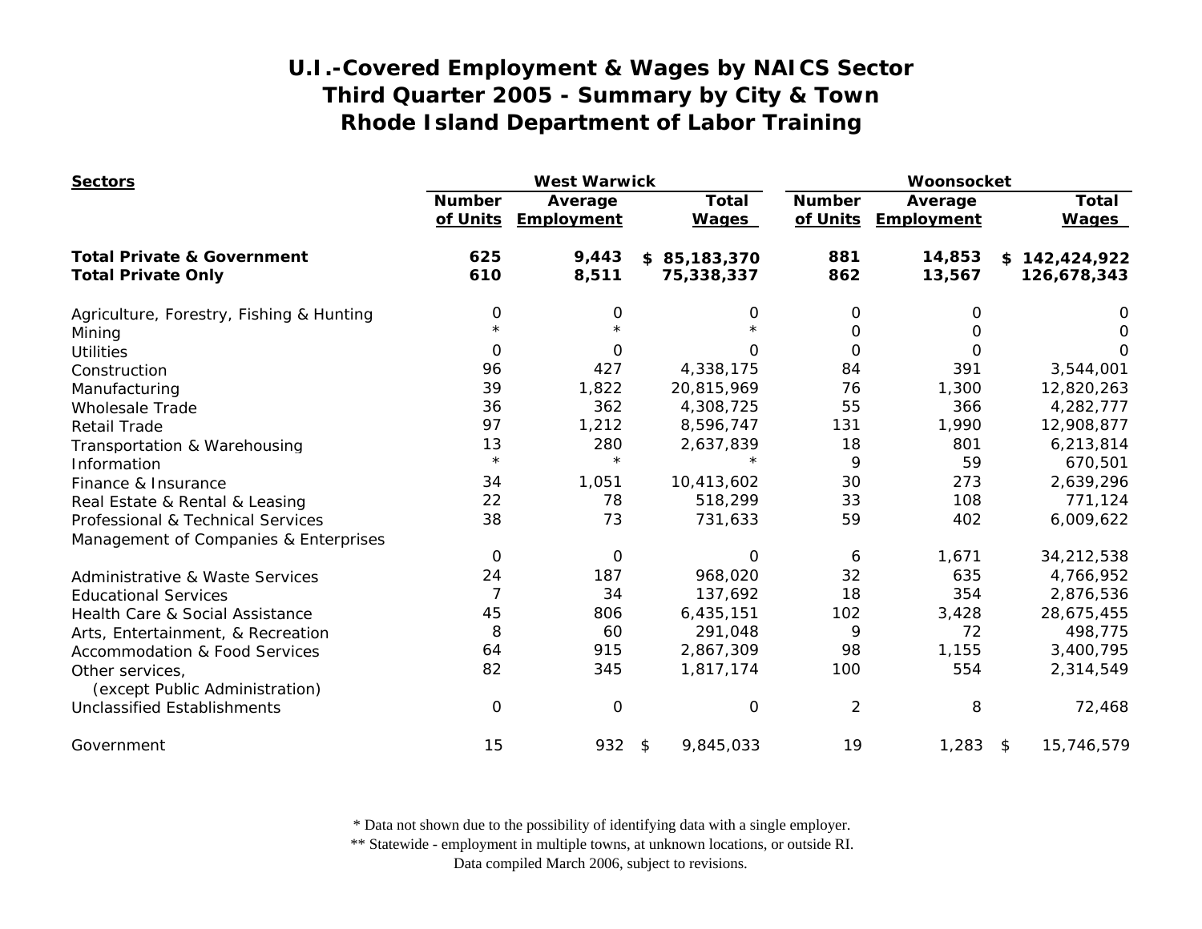# U.I.-Covered Employment & Wages by NAICS Sector
## Third Quarter 2005 - Summary by City & Town
## Rhode Island Department of Labor Training

| Sectors | West Warwick | | | Woonsocket | | |
|---|---|---|---|---|---|---|
| | Number of Units | Average Employment | Total Wages | Number of Units | Average Employment | Total Wages |
| **Total Private & Government** | **625** | **9,443** | **$ 85,183,370** | **881** | **14,853** | **$ 142,424,922** |
| **Total Private Only** | **610** | **8,511** | **75,338,337** | **862** | **13,567** | **126,678,343** |
| Agriculture, Forestry, Fishing & Hunting | 0 | 0 | 0 | 0 | 0 | 0 |
| Mining | * | * | * | 0 | 0 | 0 |
| Utilities | 0 | 0 | 0 | 0 | 0 | 0 |
| Construction | 96 | 427 | 4,338,175 | 84 | 391 | 3,544,001 |
| Manufacturing | 39 | 1,822 | 20,815,969 | 76 | 1,300 | 12,820,263 |
| Wholesale Trade | 36 | 362 | 4,308,725 | 55 | 366 | 4,282,777 |
| Retail Trade | 97 | 1,212 | 8,596,747 | 131 | 1,990 | 12,908,877 |
| Transportation & Warehousing | 13 | 280 | 2,637,839 | 18 | 801 | 6,213,814 |
| Information | * | * | * | 9 | 59 | 670,501 |
| Finance & Insurance | 34 | 1,051 | 10,413,602 | 30 | 273 | 2,639,296 |
| Real Estate & Rental & Leasing | 22 | 78 | 518,299 | 33 | 108 | 771,124 |
| Professional & Technical Services | 38 | 73 | 731,633 | 59 | 402 | 6,009,622 |
| Management of Companies & Enterprises | 0 | 0 | 0 | 6 | 1,671 | 34,212,538 |
| Administrative & Waste Services | 24 | 187 | 968,020 | 32 | 635 | 4,766,952 |
| Educational Services | 7 | 34 | 137,692 | 18 | 354 | 2,876,536 |
| Health Care & Social Assistance | 45 | 806 | 6,435,151 | 102 | 3,428 | 28,675,455 |
| Arts, Entertainment, & Recreation | 8 | 60 | 291,048 | 9 | 72 | 498,775 |
| Accommodation & Food Services | 64 | 915 | 2,867,309 | 98 | 1,155 | 3,400,795 |
| Other services, (except Public Administration) | 82 | 345 | 1,817,174 | 100 | 554 | 2,314,549 |
| Unclassified Establishments | 0 | 0 | 0 | 2 | 8 | 72,468 |
| Government | 15 | 932 | $ 9,845,033 | 19 | 1,283 | $ 15,746,579 |

\* Data not shown due to the possibility of identifying data with a single employer.
\*\* Statewide - employment in multiple towns, at unknown locations, or outside RI.
Data compiled March 2006, subject to revisions.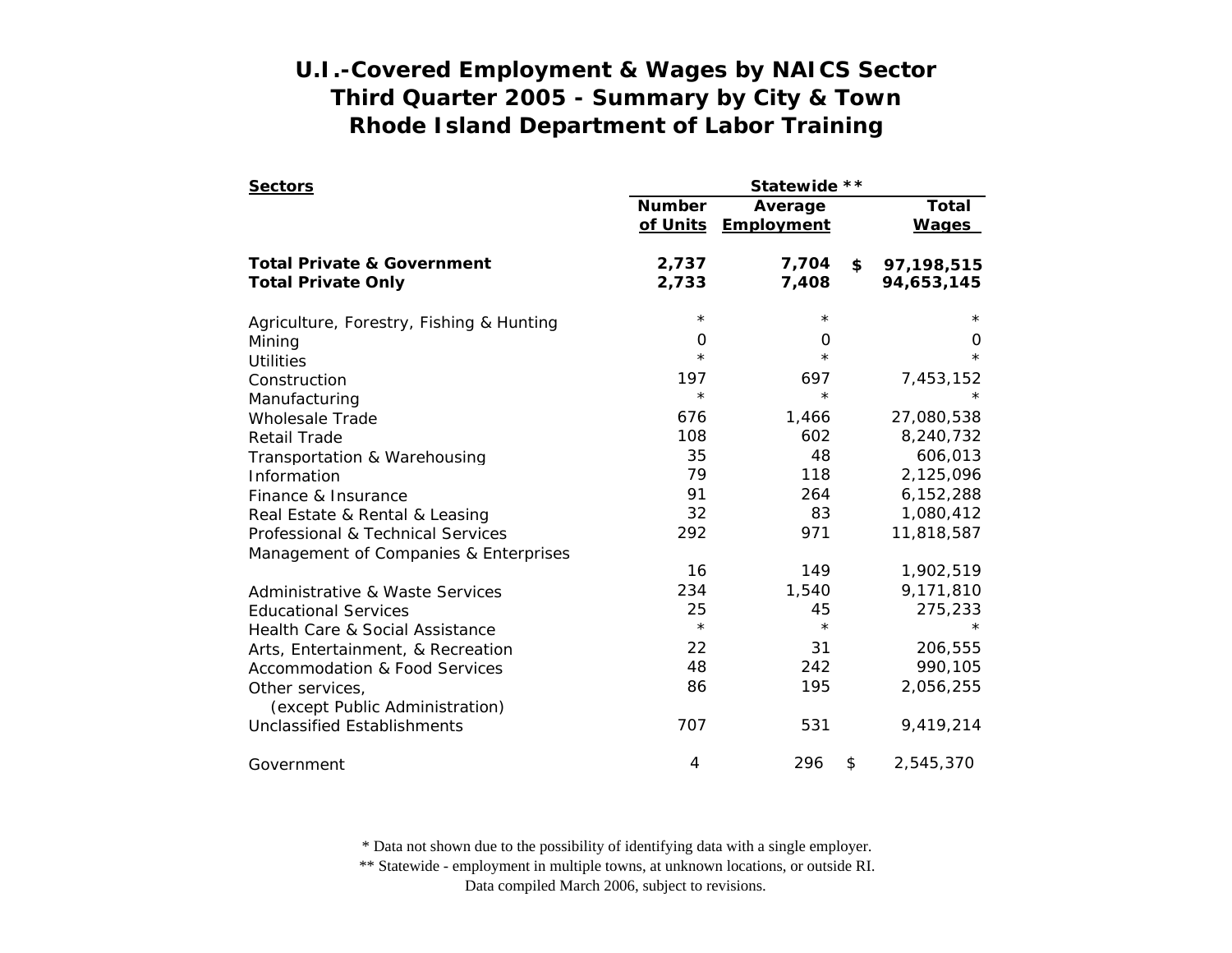# U.I.-Covered Employment & Wages by NAICS Sector
# Third Quarter 2005 - Summary by City & Town
# Rhode Island Department of Labor Training

| Sectors | Statewide ** | | |
|---|---|---|---|
| | Number of Units | Average Employment | Total Wages |
| **Total Private & Government** | **2,737** | **7,704** | **$ 97,198,515** |
| **Total Private Only** | **2,733** | **7,408** | **94,653,145** |
| Agriculture, Forestry, Fishing & Hunting | * | * | * |
| Mining | 0 | 0 | 0 |
| Utilities | * | * | * |
| Construction | 197 | 697 | 7,453,152 |
| Manufacturing | * | * | * |
| Wholesale Trade | 676 | 1,466 | 27,080,538 |
| Retail Trade | 108 | 602 | 8,240,732 |
| Transportation & Warehousing | 35 | 48 | 606,013 |
| Information | 79 | 118 | 2,125,096 |
| Finance & Insurance | 91 | 264 | 6,152,288 |
| Real Estate & Rental & Leasing | 32 | 83 | 1,080,412 |
| Professional & Technical Services | 292 | 971 | 11,818,587 |
| Management of Companies & Enterprises | 16 | 149 | 1,902,519 |
| Administrative & Waste Services | 234 | 1,540 | 9,171,810 |
| Educational Services | 25 | 45 | 275,233 |
| Health Care & Social Assistance | * | * | * |
| Arts, Entertainment, & Recreation | 22 | 31 | 206,555 |
| Accommodation & Food Services | 48 | 242 | 990,105 |
| Other services, (except Public Administration) | 86 | 195 | 2,056,255 |
| Unclassified Establishments | 707 | 531 | 9,419,214 |
| Government | 4 | 296 | $ 2,545,370 |

\* Data not shown due to the possibility of identifying data with a single employer.
** Statewide - employment in multiple towns, at unknown locations, or outside RI.
Data compiled March 2006, subject to revisions.